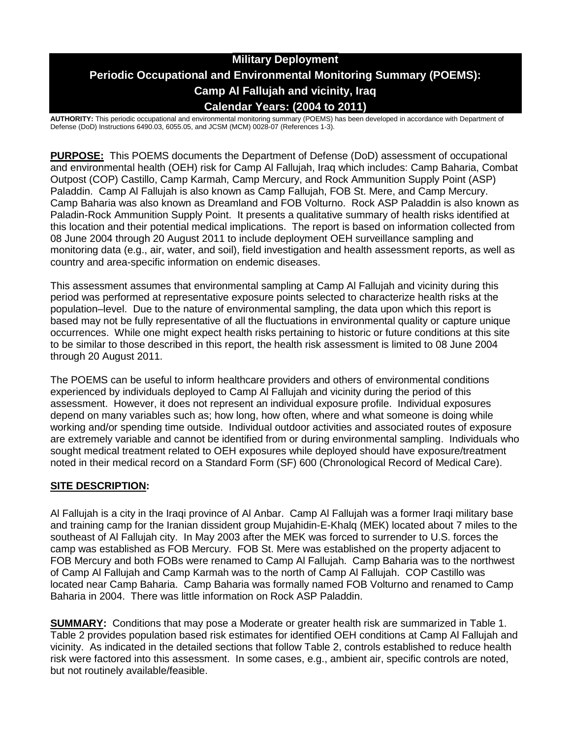# Military Deployment

# Periodic Occupational and Environmental Monitoring Summary (POEMS): Camp Al Fallujah and vicinity, Iraq

# Calendar Years: (2004 to 2011)

**AUTHORITY:** This periodic occupational and environmental monitoring summary (POEMS) has been developed in accordance with Department of Defense (DoD) Instructions 6490.03, 6055.05, and JCSM (MCM) 0028-07 (References 1-3).

**PURPOSE:** This POEMS documents the Department of Defense (DoD) assessment of occupational and environmental health (OEH) risk for Camp Al Fallujah, Iraq which includes: Camp Baharia, Combat Outpost (COP) Castillo, Camp Karmah, Camp Mercury, and Rock Ammunition Supply Point (ASP) Paladdin. Camp Al Fallujah is also known as Camp Fallujah, FOB St. Mere, and Camp Mercury. Camp Baharia was also known as Dreamland and FOB Volturno. Rock ASP Paladdin is also known as Paladin-Rock Ammunition Supply Point. It presents a qualitative summary of health risks identified at this location and their potential medical implications. The report is based on information collected from 08 June 2004 through 20 August 2011 to include deployment OEH surveillance sampling and monitoring data (e.g., air, water, and soil), field investigation and health assessment reports, as well as country and area-specific information on endemic diseases.

This assessment assumes that environmental sampling at Camp Al Fallujah and vicinity during this period was performed at representative exposure points selected to characterize health risks at the population–level. Due to the nature of environmental sampling, the data upon which this report is based may not be fully representative of all the fluctuations in environmental quality or capture unique occurrences. While one might expect health risks pertaining to historic or future conditions at this site to be similar to those described in this report, the health risk assessment is limited to 08 June 2004 through 20 August 2011.

The POEMS can be useful to inform healthcare providers and others of environmental conditions experienced by individuals deployed to Camp Al Fallujah and vicinity during the period of this assessment. However, it does not represent an individual exposure profile. Individual exposures depend on many variables such as; how long, how often, where and what someone is doing while working and/or spending time outside. Individual outdoor activities and associated routes of exposure are extremely variable and cannot be identified from or during environmental sampling. Individuals who sought medical treatment related to OEH exposures while deployed should have exposure/treatment noted in their medical record on a Standard Form (SF) 600 (Chronological Record of Medical Care).

**SITE DESCRIPTION:**

Al Fallujah is a city in the Iraqi province of Al Anbar. Camp Al Fallujah was a former Iraqi military base and training camp for the Iranian dissident group Mujahidin-E-Khalq (MEK) located about 7 miles to the southeast of Al Fallujah city. In May 2003 after the MEK was forced to surrender to U.S. forces the camp was established as FOB Mercury. FOB St. Mere was established on the property adjacent to FOB Mercury and both FOBs were renamed to Camp Al Fallujah. Camp Baharia was to the northwest of Camp Al Fallujah and Camp Karmah was to the north of Camp Al Fallujah. COP Castillo was located near Camp Baharia. Camp Baharia was formally named FOB Volturno and renamed to Camp Baharia in 2004. There was little information on Rock ASP Paladdin.

**SUMMARY:** Conditions that may pose a Moderate or greater health risk are summarized in Table 1. Table 2 provides population based risk estimates for identified OEH conditions at Camp Al Fallujah and vicinity. As indicated in the detailed sections that follow Table 2, controls established to reduce health risk were factored into this assessment. In some cases, e.g., ambient air, specific controls are noted, but not routinely available/feasible.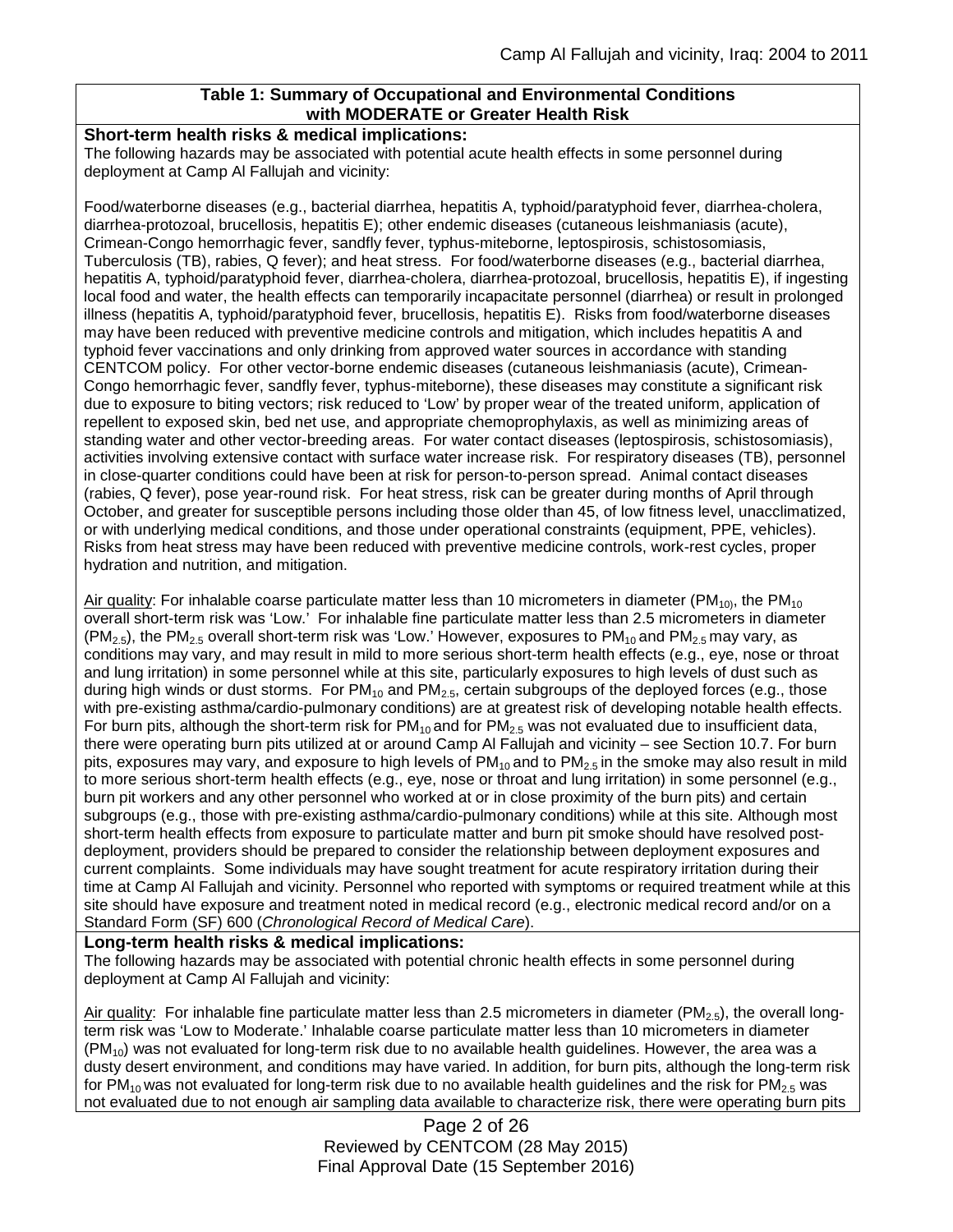**Table 1: Summary of Occupational and Environmental Conditions with MODERATE or Greater Health Risk**

**Short-term health risks & medical implications:**
The following hazards may be associated with potential acute health effects in some personnel during deployment at Camp Al Fallujah and vicinity:

Food/waterborne diseases (e.g., bacterial diarrhea, hepatitis A, typhoid/paratyphoid fever, diarrhea-cholera, diarrhea-protozoal, brucellosis, hepatitis E); other endemic diseases (cutaneous leishmaniasis (acute), Crimean-Congo hemorrhagic fever, sandfly fever, typhus-miteborne, leptospirosis, schistosomiasis, Tuberculosis (TB), rabies, Q fever); and heat stress. For food/waterborne diseases (e.g., bacterial diarrhea, hepatitis A, typhoid/paratyphoid fever, diarrhea-cholera, diarrhea-protozoal, brucellosis, hepatitis E), if ingesting local food and water, the health effects can temporarily incapacitate personnel (diarrhea) or result in prolonged illness (hepatitis A, typhoid/paratyphoid fever, brucellosis, hepatitis E). Risks from food/waterborne diseases may have been reduced with preventive medicine controls and mitigation, which includes hepatitis A and typhoid fever vaccinations and only drinking from approved water sources in accordance with standing CENTCOM policy. For other vector-borne endemic diseases (cutaneous leishmaniasis (acute), Crimean-Congo hemorrhagic fever, sandfly fever, typhus-miteborne), these diseases may constitute a significant risk due to exposure to biting vectors; risk reduced to 'Low' by proper wear of the treated uniform, application of repellent to exposed skin, bed net use, and appropriate chemoprophylaxis, as well as minimizing areas of standing water and other vector-breeding areas. For water contact diseases (leptospirosis, schistosomiasis), activities involving extensive contact with surface water increase risk. For respiratory diseases (TB), personnel in close-quarter conditions could have been at risk for person-to-person spread. Animal contact diseases (rabies, Q fever), pose year-round risk. For heat stress, risk can be greater during months of April through October, and greater for susceptible persons including those older than 45, of low fitness level, unacclimatized, or with underlying medical conditions, and those under operational constraints (equipment, PPE, vehicles). Risks from heat stress may have been reduced with preventive medicine controls, work-rest cycles, proper hydration and nutrition, and mitigation.

Air quality: For inhalable coarse particulate matter less than 10 micrometers in diameter ($PM_{10}$), the $PM_{10}$ overall short-term risk was 'Low.' For inhalable fine particulate matter less than 2.5 micrometers in diameter ($PM_{2.5}$), the $PM_{2.5}$ overall short-term risk was 'Low.' However, exposures to $PM_{10}$ and $PM_{2.5}$ may vary, as conditions may vary, and may result in mild to more serious short-term health effects (e.g., eye, nose or throat and lung irritation) in some personnel while at this site, particularly exposures to high levels of dust such as during high winds or dust storms. For $PM_{10}$ and $PM_{2.5}$, certain subgroups of the deployed forces (e.g., those with pre-existing asthma/cardio-pulmonary conditions) are at greatest risk of developing notable health effects. For burn pits, although the short-term risk for $PM_{10}$ and for $PM_{2.5}$ was not evaluated due to insufficient data, there were operating burn pits utilized at or around Camp Al Fallujah and vicinity – see Section 10.7. For burn pits, exposures may vary, and exposure to high levels of $PM_{10}$ and to $PM_{2.5}$ in the smoke may also result in mild to more serious short-term health effects (e.g., eye, nose or throat and lung irritation) in some personnel (e.g., burn pit workers and any other personnel who worked at or in close proximity of the burn pits) and certain subgroups (e.g., those with pre-existing asthma/cardio-pulmonary conditions) while at this site. Although most short-term health effects from exposure to particulate matter and burn pit smoke should have resolved post-deployment, providers should be prepared to consider the relationship between deployment exposures and current complaints. Some individuals may have sought treatment for acute respiratory irritation during their time at Camp Al Fallujah and vicinity. Personnel who reported with symptoms or required treatment while at this site should have exposure and treatment noted in medical record (e.g., electronic medical record and/or on a Standard Form (SF) 600 (*Chronological Record of Medical Care*).

**Long-term health risks & medical implications:**
The following hazards may be associated with potential chronic health effects in some personnel during deployment at Camp Al Fallujah and vicinity:

Air quality: For inhalable fine particulate matter less than 2.5 micrometers in diameter ($PM_{2.5}$), the overall long-term risk was 'Low to Moderate.' Inhalable coarse particulate matter less than 10 micrometers in diameter ($PM_{10}$) was not evaluated for long-term risk due to no available health guidelines. However, the area was a dusty desert environment, and conditions may have varied. In addition, for burn pits, although the long-term risk for $PM_{10}$ was not evaluated for long-term risk due to no available health guidelines and the risk for $PM_{2.5}$ was not evaluated due to not enough air sampling data available to characterize risk, there were operating burn pits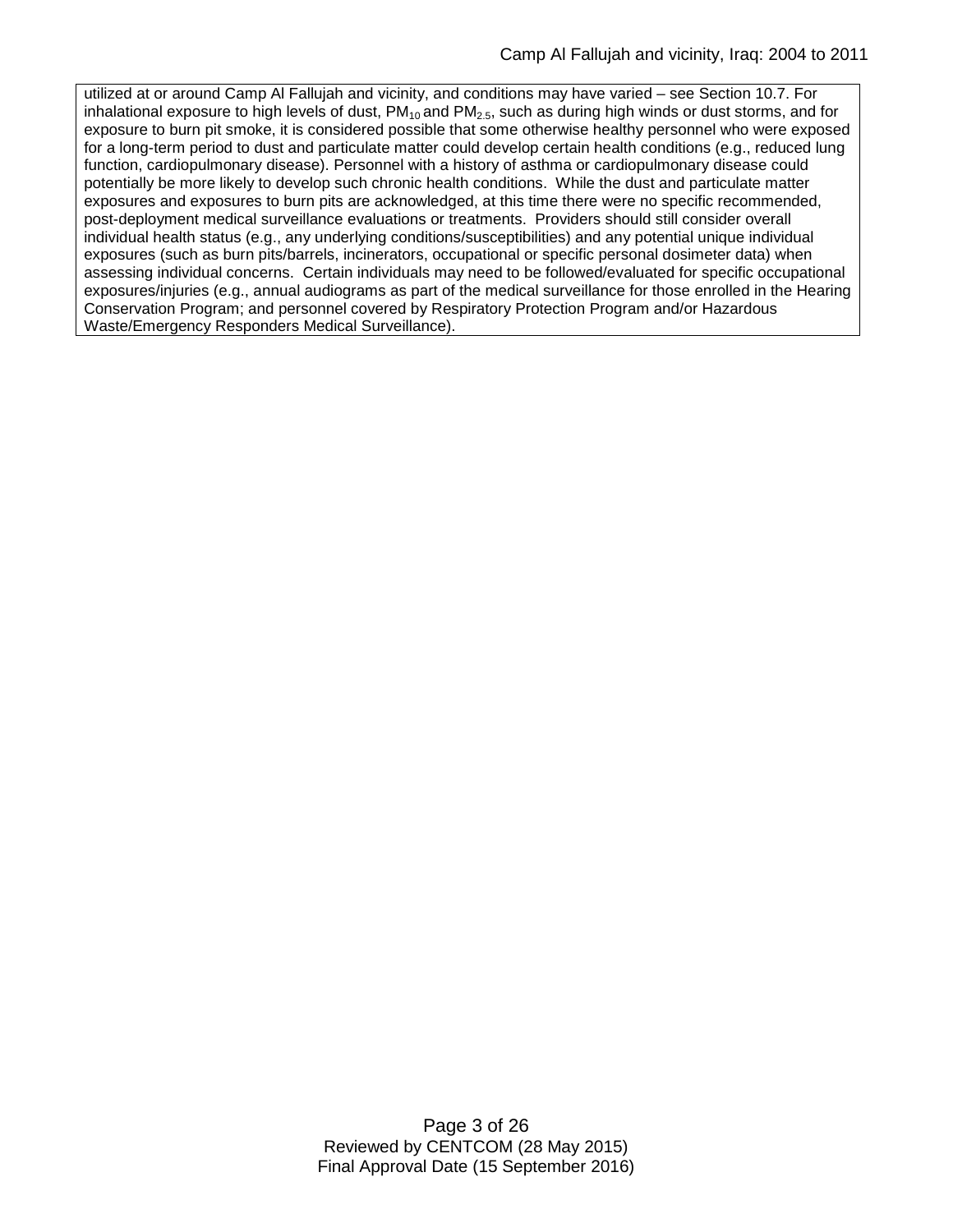utilized at or around Camp Al Fallujah and vicinity, and conditions may have varied – see Section 10.7. For inhalational exposure to high levels of dust, $PM_{10}$ and $PM_{2.5}$, such as during high winds or dust storms, and for exposure to burn pit smoke, it is considered possible that some otherwise healthy personnel who were exposed for a long-term period to dust and particulate matter could develop certain health conditions (e.g., reduced lung function, cardiopulmonary disease). Personnel with a history of asthma or cardiopulmonary disease could potentially be more likely to develop such chronic health conditions. While the dust and particulate matter exposures and exposures to burn pits are acknowledged, at this time there were no specific recommended, post-deployment medical surveillance evaluations or treatments. Providers should still consider overall individual health status (e.g., any underlying conditions/susceptibilities) and any potential unique individual exposures (such as burn pits/barrels, incinerators, occupational or specific personal dosimeter data) when assessing individual concerns. Certain individuals may need to be followed/evaluated for specific occupational exposures/injuries (e.g., annual audiograms as part of the medical surveillance for those enrolled in the Hearing Conservation Program; and personnel covered by Respiratory Protection Program and/or Hazardous Waste/Emergency Responders Medical Surveillance).

Reviewed by CENTCOM (28 May 2015)
Final Approval Date (15 September 2016)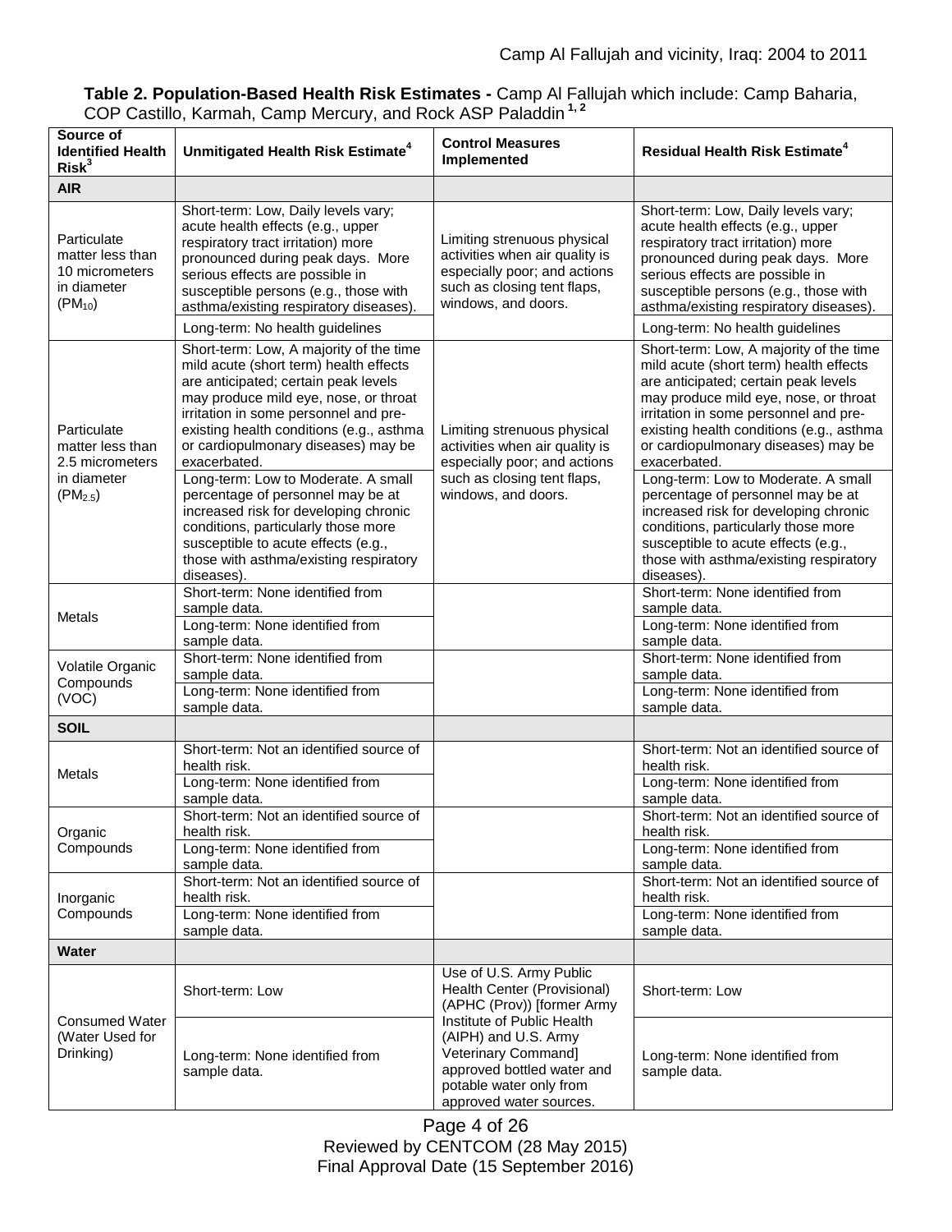**Table 2. Population-Based Health Risk Estimates -** Camp Al Fallujah which include: Camp Baharia, COP Castillo, Karmah, Camp Mercury, and Rock ASP Paladdin [1, 2]

| Source of Identified Health Risk[3] | Unmitigated Health Risk Estimate[4] | Control Measures Implemented | Residual Health Risk Estimate[4] |
|---|---|---|---|
| **AIR** | | | |
| Particulate matter less than 10 micrometers in diameter ($PM_{10}$) | Short-term: Low, Daily levels vary; acute health effects (e.g., upper respiratory tract irritation) more pronounced during peak days. More serious effects are possible in susceptible persons (e.g., those with asthma/existing respiratory diseases). | Limiting strenuous physical activities when air quality is especially poor; and actions such as closing tent flaps, windows, and doors. | Short-term: Low, Daily levels vary; acute health effects (e.g., upper respiratory tract irritation) more pronounced during peak days. More serious effects are possible in susceptible persons (e.g., those with asthma/existing respiratory diseases). |
| | Long-term: No health guidelines | | Long-term: No health guidelines |
| Particulate matter less than 2.5 micrometers in diameter ($PM_{2.5}$) | Short-term: Low, A majority of the time mild acute (short term) health effects are anticipated; certain peak levels may produce mild eye, nose, or throat irritation in some personnel and pre-existing health conditions (e.g., asthma or cardiopulmonary diseases) may be exacerbated. | Limiting strenuous physical activities when air quality is especially poor; and actions such as closing tent flaps, windows, and doors. | Short-term: Low, A majority of the time mild acute (short term) health effects are anticipated; certain peak levels may produce mild eye, nose, or throat irritation in some personnel and pre-existing health conditions (e.g., asthma or cardiopulmonary diseases) may be exacerbated. |
| | Long-term: Low to Moderate. A small percentage of personnel may be at increased risk for developing chronic conditions, particularly those more susceptible to acute effects (e.g., those with asthma/existing respiratory diseases). | | Long-term: Low to Moderate. A small percentage of personnel may be at increased risk for developing chronic conditions, particularly those more susceptible to acute effects (e.g., those with asthma/existing respiratory diseases). |
| Metals | Short-term: None identified from sample data. | | Short-term: None identified from sample data. |
| | Long-term: None identified from sample data. | | Long-term: None identified from sample data. |
| Volatile Organic Compounds (VOC) | Short-term: None identified from sample data. | | Short-term: None identified from sample data. |
| | Long-term: None identified from sample data. | | Long-term: None identified from sample data. |
| **SOIL** | | | |
| Metals | Short-term: Not an identified source of health risk. | | Short-term: Not an identified source of health risk. |
| | Long-term: None identified from sample data. | | Long-term: None identified from sample data. |
| Organic Compounds | Short-term: Not an identified source of health risk. | | Short-term: Not an identified source of health risk. |
| | Long-term: None identified from sample data. | | Long-term: None identified from sample data. |
| Inorganic Compounds | Short-term: Not an identified source of health risk. | | Short-term: Not an identified source of health risk. |
| | Long-term: None identified from sample data. | | Long-term: None identified from sample data. |
| **Water** | | | |
| Consumed Water (Water Used for Drinking) | Short-term: Low | Use of U.S. Army Public Health Center (Provisional) (APHC (Prov)) [former Army Institute of Public Health (AIPH) and U.S. Army Veterinary Command] approved bottled water and potable water only from approved water sources. | Short-term: Low |
| | Long-term: None identified from sample data. | | Long-term: None identified from sample data. |

Reviewed by CENTCOM (28 May 2015)
Final Approval Date (15 September 2016)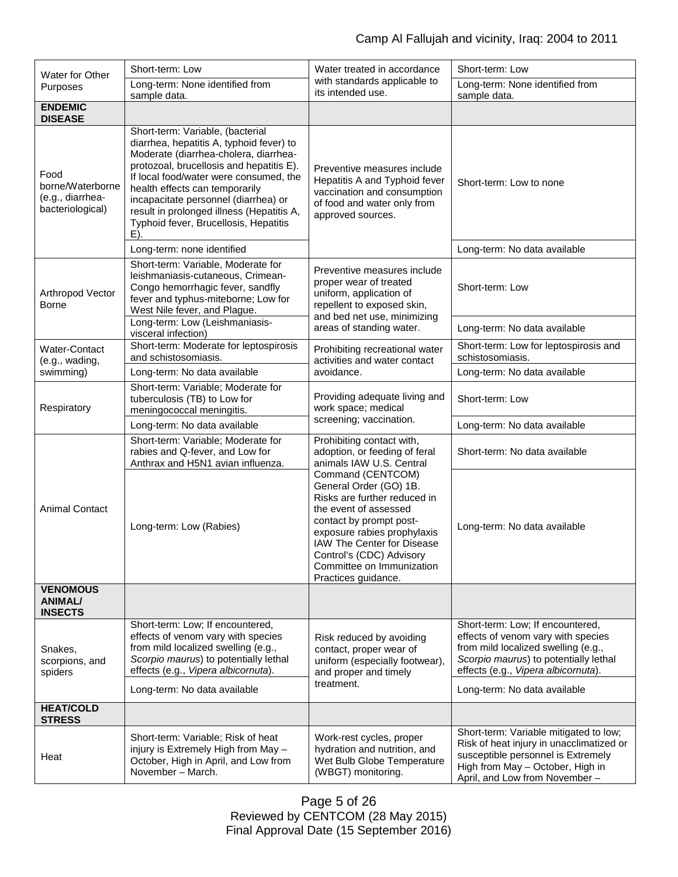| Water for Other Purposes | Short-term: Low | Water treated in accordance with standards applicable to its intended use. | Short-term: Low |
|---|---|---|---|
| | Long-term: None identified from sample data. | | Long-term: None identified from sample data. |
| **ENDEMIC DISEASE** | | | |
| Food borne/Waterborne (e.g., diarrhea-bacteriological) | Short-term: Variable, (bacterial diarrhea, hepatitis A, typhoid fever) to Moderate (diarrhea-cholera, diarrhea-protozoal, brucellosis and hepatitis E). If local food/water were consumed, the health effects can temporarily incapacitate personnel (diarrhea) or result in prolonged illness (Hepatitis A, Typhoid fever, Brucellosis, Hepatitis E). | Preventive measures include Hepatitis A and Typhoid fever vaccination and consumption of food and water only from approved sources. | Short-term: Low to none |
| | Long-term: none identified | | Long-term: No data available |
| Arthropod Vector Borne | Short-term: Variable, Moderate for leishmaniasis-cutaneous, Crimean-Congo hemorrhagic fever, sandfly fever and typhus-miteborne; Low for West Nile fever, and Plague. | Preventive measures include proper wear of treated uniform, application of repellent to exposed skin, and bed net use, minimizing areas of standing water. | Short-term: Low |
| | Long-term: Low (Leishmaniasis-visceral infection) | | Long-term: No data available |
| Water-Contact (e.g., wading, swimming) | Short-term: Moderate for leptospirosis and schistosomiasis. | Prohibiting recreational water activities and water contact avoidance. | Short-term: Low for leptospirosis and schistosomiasis. |
| | Long-term: No data available | | Long-term: No data available |
| Respiratory | Short-term: Variable; Moderate for tuberculosis (TB) to Low for meningococcal meningitis. | Providing adequate living and work space; medical screening; vaccination. | Short-term: Low |
| | Long-term: No data available | | Long-term: No data available |
| Animal Contact | Short-term: Variable; Moderate for rabies and Q-fever, and Low for Anthrax and H5N1 avian influenza. | Prohibiting contact with, adoption, or feeding of feral animals IAW U.S. Central Command (CENTCOM) General Order (GO) 1B. Risks are further reduced in the event of assessed contact by prompt post-exposure rabies prophylaxis IAW The Center for Disease Control's (CDC) Advisory Committee on Immunization Practices guidance. | Short-term: No data available |
| | Long-term: Low (Rabies) | | Long-term: No data available |
| **VENOMOUS ANIMAL/ INSECTS** | | | |
| Snakes, scorpions, and spiders | Short-term: Low; If encountered, effects of venom vary with species from mild localized swelling (e.g., *Scorpio maurus*) to potentially lethal effects (e.g., *Vipera albicornuta*). | Risk reduced by avoiding contact, proper wear of uniform (especially footwear), and proper and timely treatment. | Short-term: Low; If encountered, effects of venom vary with species from mild localized swelling (e.g., *Scorpio maurus*) to potentially lethal effects (e.g., *Vipera albicornuta*). |
| | Long-term: No data available | | Long-term: No data available |
| **HEAT/COLD STRESS** | | | |
| Heat | Short-term: Variable; Risk of heat injury is Extremely High from May – October, High in April, and Low from November – March. | Work-rest cycles, proper hydration and nutrition, and Wet Bulb Globe Temperature (WBGT) monitoring. | Short-term: Variable mitigated to low; Risk of heat injury in unacclimatized or susceptible personnel is Extremely High from May – October, High in April, and Low from November – |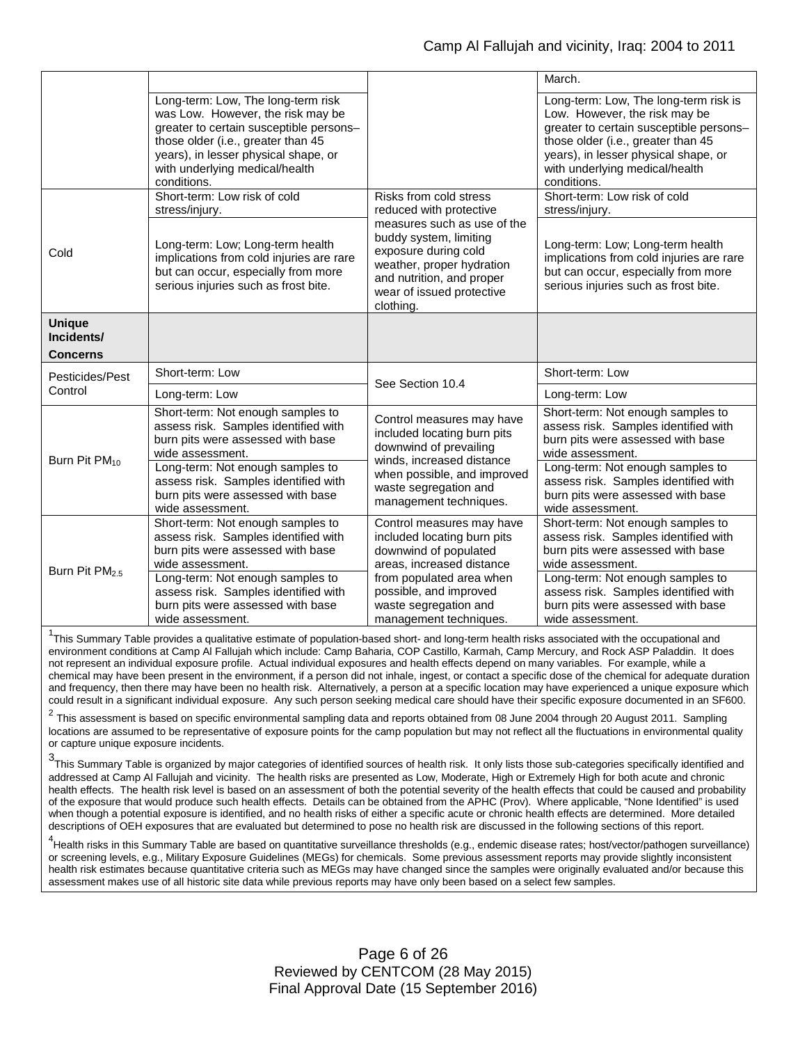| | | | |
|---|---|---|---|
| | | | March. |
| | Long-term: Low, The long-term risk was Low. However, the risk may be greater to certain susceptible persons– those older (i.e., greater than 45 years), in lesser physical shape, or with underlying medical/health conditions. | | Long-term: Low, The long-term risk is Low. However, the risk may be greater to certain susceptible persons– those older (i.e., greater than 45 years), in lesser physical shape, or with underlying medical/health conditions. |
| Cold | Short-term: Low risk of cold stress/injury. | Risks from cold stress reduced with protective measures such as use of the buddy system, limiting exposure during cold weather, proper hydration and nutrition, and proper wear of issued protective clothing. | Short-term: Low risk of cold stress/injury. |
| | Long-term: Low; Long-term health implications from cold injuries are rare but can occur, especially from more serious injuries such as frost bite. | | Long-term: Low; Long-term health implications from cold injuries are rare but can occur, especially from more serious injuries such as frost bite. |
| **Unique Incidents/ Concerns** | | | |
| Pesticides/Pest Control | Short-term: Low | See Section 10.4 | Short-term: Low |
| | Long-term: Low | | Long-term: Low |
| Burn Pit $PM_{10}$ | Short-term: Not enough samples to assess risk. Samples identified with burn pits were assessed with base wide assessment. | Control measures may have included locating burn pits downwind of prevailing winds, increased distance when possible, and improved waste segregation and management techniques. | Short-term: Not enough samples to assess risk. Samples identified with burn pits were assessed with base wide assessment. |
| | Long-term: Not enough samples to assess risk. Samples identified with burn pits were assessed with base wide assessment. | | Long-term: Not enough samples to assess risk. Samples identified with burn pits were assessed with base wide assessment. |
| Burn Pit $PM_{2.5}$ | Short-term: Not enough samples to assess risk. Samples identified with burn pits were assessed with base wide assessment. | Control measures may have included locating burn pits downwind of populated areas, increased distance from populated area when possible, and improved waste segregation and management techniques. | Short-term: Not enough samples to assess risk. Samples identified with burn pits were assessed with base wide assessment. |
| | Long-term: Not enough samples to assess risk. Samples identified with burn pits were assessed with base wide assessment. | | Long-term: Not enough samples to assess risk. Samples identified with burn pits were assessed with base wide assessment. |

[1]This Summary Table provides a qualitative estimate of population-based short- and long-term health risks associated with the occupational and environment conditions at Camp Al Fallujah which include: Camp Baharia, COP Castillo, Karmah, Camp Mercury, and Rock ASP Paladdin. It does not represent an individual exposure profile. Actual individual exposures and health effects depend on many variables. For example, while a chemical may have been present in the environment, if a person did not inhale, ingest, or contact a specific dose of the chemical for adequate duration and frequency, then there may have been no health risk. Alternatively, a person at a specific location may have experienced a unique exposure which could result in a significant individual exposure. Any such person seeking medical care should have their specific exposure documented in an SF600.

[2] This assessment is based on specific environmental sampling data and reports obtained from 08 June 2004 through 20 August 2011. Sampling locations are assumed to be representative of exposure points for the camp population but may not reflect all the fluctuations in environmental quality or capture unique exposure incidents.

[3]This Summary Table is organized by major categories of identified sources of health risk. It only lists those sub-categories specifically identified and addressed at Camp Al Fallujah and vicinity. The health risks are presented as Low, Moderate, High or Extremely High for both acute and chronic health effects. The health risk level is based on an assessment of both the potential severity of the health effects that could be caused and probability of the exposure that would produce such health effects. Details can be obtained from the APHC (Prov). Where applicable, "None Identified" is used when though a potential exposure is identified, and no health risks of either a specific acute or chronic health effects are determined. More detailed descriptions of OEH exposures that are evaluated but determined to pose no health risk are discussed in the following sections of this report.

[4]Health risks in this Summary Table are based on quantitative surveillance thresholds (e.g., endemic disease rates; host/vector/pathogen surveillance) or screening levels, e.g., Military Exposure Guidelines (MEGs) for chemicals. Some previous assessment reports may provide slightly inconsistent health risk estimates because quantitative criteria such as MEGs may have changed since the samples were originally evaluated and/or because this assessment makes use of all historic site data while previous reports may have only been based on a select few samples.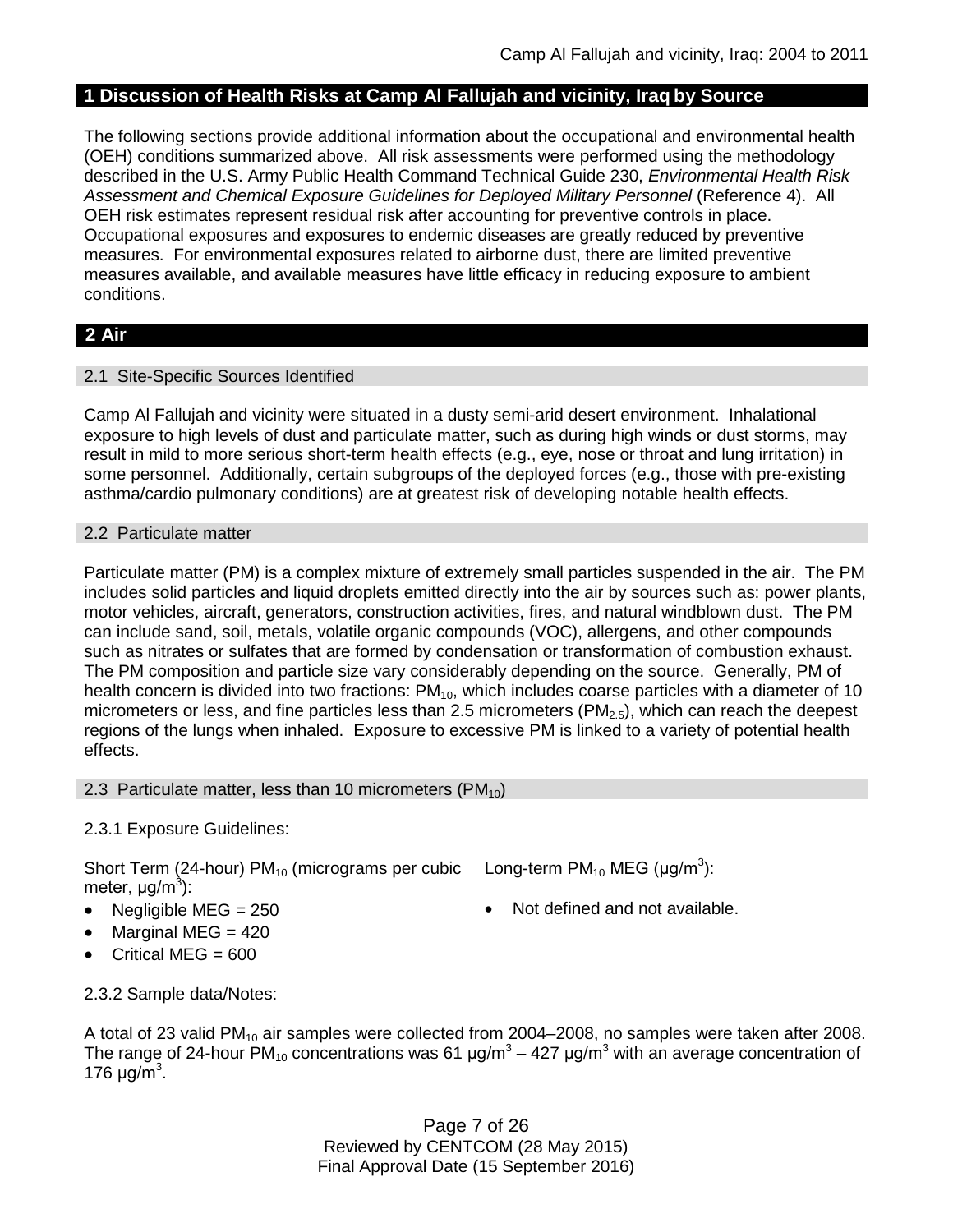## 1 Discussion of Health Risks at Camp Al Fallujah and vicinity, Iraq by Source

The following sections provide additional information about the occupational and environmental health (OEH) conditions summarized above. All risk assessments were performed using the methodology described in the U.S. Army Public Health Command Technical Guide 230, *Environmental Health Risk Assessment and Chemical Exposure Guidelines for Deployed Military Personnel* (Reference 4). All OEH risk estimates represent residual risk after accounting for preventive controls in place. Occupational exposures and exposures to endemic diseases are greatly reduced by preventive measures. For environmental exposures related to airborne dust, there are limited preventive measures available, and available measures have little efficacy in reducing exposure to ambient conditions.

## 2 Air

### 2.1 Site-Specific Sources Identified

Camp Al Fallujah and vicinity were situated in a dusty semi-arid desert environment. Inhalational exposure to high levels of dust and particulate matter, such as during high winds or dust storms, may result in mild to more serious short-term health effects (e.g., eye, nose or throat and lung irritation) in some personnel. Additionally, certain subgroups of the deployed forces (e.g., those with pre-existing asthma/cardio pulmonary conditions) are at greatest risk of developing notable health effects.

### 2.2 Particulate matter

Particulate matter (PM) is a complex mixture of extremely small particles suspended in the air. The PM includes solid particles and liquid droplets emitted directly into the air by sources such as: power plants, motor vehicles, aircraft, generators, construction activities, fires, and natural windblown dust. The PM can include sand, soil, metals, volatile organic compounds (VOC), allergens, and other compounds such as nitrates or sulfates that are formed by condensation or transformation of combustion exhaust. The PM composition and particle size vary considerably depending on the source. Generally, PM of health concern is divided into two fractions: $PM_{10}$, which includes coarse particles with a diameter of 10 micrometers or less, and fine particles less than 2.5 micrometers ($PM_{2.5}$), which can reach the deepest regions of the lungs when inhaled. Exposure to excessive PM is linked to a variety of potential health effects.

### 2.3 Particulate matter, less than 10 micrometers ($PM_{10}$)

2.3.1 Exposure Guidelines:

Short Term (24-hour) $PM_{10}$ (micrograms per cubic meter, $\mu g/m^3$):

- Negligible MEG = 250
- Marginal MEG = 420
- Critical MEG = 600

Long-term $PM_{10}$ MEG ($\mu g/m^3$):

- Not defined and not available.

2.3.2 Sample data/Notes:

A total of 23 valid $PM_{10}$ air samples were collected from 2004–2008, no samples were taken after 2008. The range of 24-hour $PM_{10}$ concentrations was 61 $\mu g/m^3$ – 427 $\mu g/m^3$ with an average concentration of 176 $\mu g/m^3$.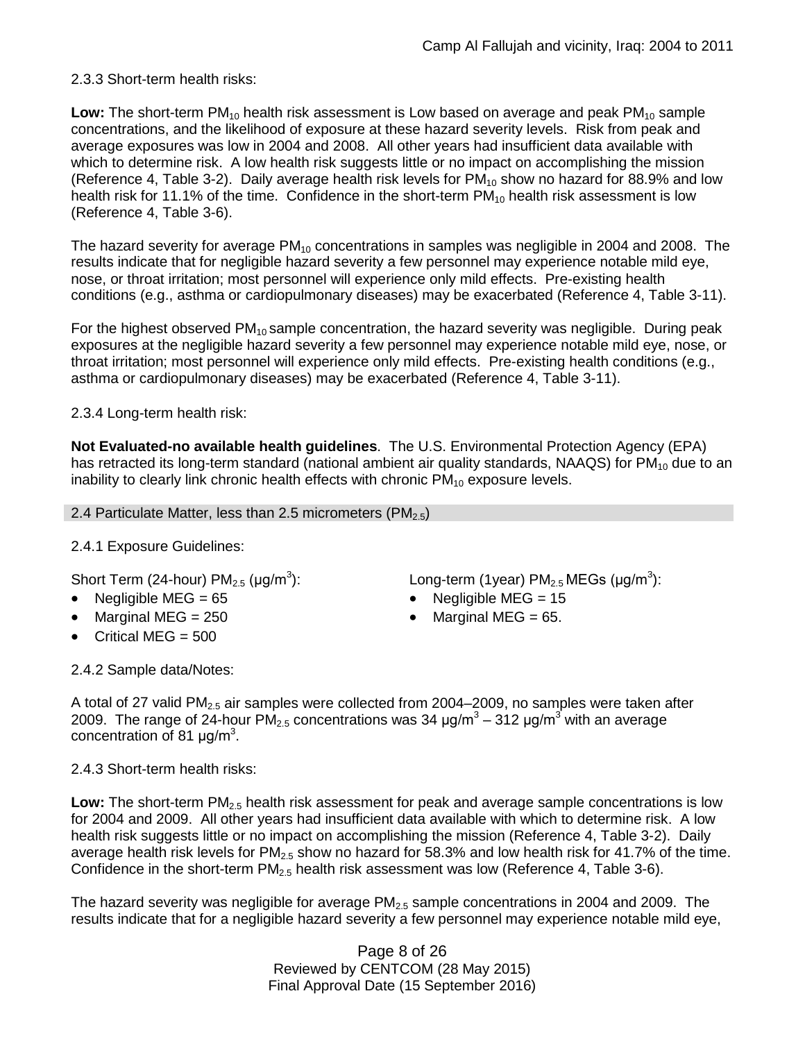2.3.3 Short-term health risks:

**Low:** The short-term $PM_{10}$ health risk assessment is Low based on average and peak $PM_{10}$ sample concentrations, and the likelihood of exposure at these hazard severity levels. Risk from peak and average exposures was low in 2004 and 2008. All other years had insufficient data available with which to determine risk. A low health risk suggests little or no impact on accomplishing the mission (Reference 4, Table 3-2). Daily average health risk levels for $PM_{10}$ show no hazard for 88.9% and low health risk for 11.1% of the time. Confidence in the short-term $PM_{10}$ health risk assessment is low (Reference 4, Table 3-6).

The hazard severity for average $PM_{10}$ concentrations in samples was negligible in 2004 and 2008. The results indicate that for negligible hazard severity a few personnel may experience notable mild eye, nose, or throat irritation; most personnel will experience only mild effects. Pre-existing health conditions (e.g., asthma or cardiopulmonary diseases) may be exacerbated (Reference 4, Table 3-11).

For the highest observed $PM_{10}$ sample concentration, the hazard severity was negligible. During peak exposures at the negligible hazard severity a few personnel may experience notable mild eye, nose, or throat irritation; most personnel will experience only mild effects. Pre-existing health conditions (e.g., asthma or cardiopulmonary diseases) may be exacerbated (Reference 4, Table 3-11).

2.3.4 Long-term health risk:

**Not Evaluated-no available health guidelines**. The U.S. Environmental Protection Agency (EPA) has retracted its long-term standard (national ambient air quality standards, NAAQS) for $PM_{10}$ due to an inability to clearly link chronic health effects with chronic $PM_{10}$ exposure levels.

## 2.4 Particulate Matter, less than 2.5 micrometers ($PM_{2.5}$)

2.4.1 Exposure Guidelines:

Short Term (24-hour) $PM_{2.5}$ (µg/m$^3$):

- Negligible MEG = 65
- Marginal MEG = 250
- Critical MEG = 500

Long-term (1year) $PM_{2.5}$ MEGs (µg/m$^3$):

- Negligible MEG = 15
- Marginal MEG = 65.

2.4.2 Sample data/Notes:

A total of 27 valid $PM_{2.5}$ air samples were collected from 2004–2009, no samples were taken after 2009. The range of 24-hour $PM_{2.5}$ concentrations was 34 µg/m$^3$ – 312 µg/m$^3$ with an average concentration of 81 µg/m$^3$.

2.4.3 Short-term health risks:

**Low:** The short-term $PM_{2.5}$ health risk assessment for peak and average sample concentrations is low for 2004 and 2009. All other years had insufficient data available with which to determine risk. A low health risk suggests little or no impact on accomplishing the mission (Reference 4, Table 3-2). Daily average health risk levels for $PM_{2.5}$ show no hazard for 58.3% and low health risk for 41.7% of the time. Confidence in the short-term $PM_{2.5}$ health risk assessment was low (Reference 4, Table 3-6).

The hazard severity was negligible for average $PM_{2.5}$ sample concentrations in 2004 and 2009. The results indicate that for a negligible hazard severity a few personnel may experience notable mild eye,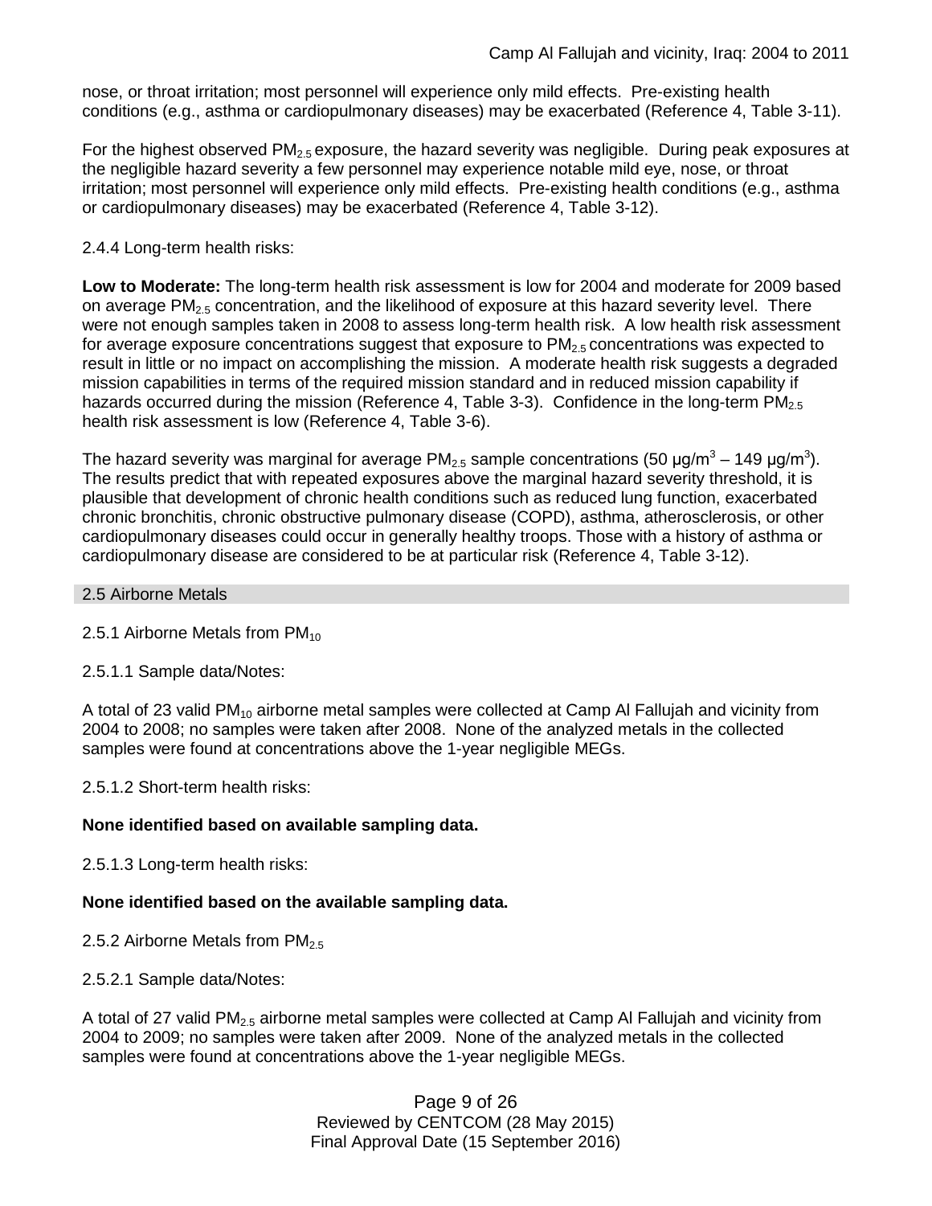nose, or throat irritation; most personnel will experience only mild effects. Pre-existing health conditions (e.g., asthma or cardiopulmonary diseases) may be exacerbated (Reference 4, Table 3-11).

For the highest observed $PM_{2.5}$ exposure, the hazard severity was negligible. During peak exposures at the negligible hazard severity a few personnel may experience notable mild eye, nose, or throat irritation; most personnel will experience only mild effects. Pre-existing health conditions (e.g., asthma or cardiopulmonary diseases) may be exacerbated (Reference 4, Table 3-12).

2.4.4 Long-term health risks:

**Low to Moderate:** The long-term health risk assessment is low for 2004 and moderate for 2009 based on average $PM_{2.5}$ concentration, and the likelihood of exposure at this hazard severity level. There were not enough samples taken in 2008 to assess long-term health risk. A low health risk assessment for average exposure concentrations suggest that exposure to $PM_{2.5}$ concentrations was expected to result in little or no impact on accomplishing the mission. A moderate health risk suggests a degraded mission capabilities in terms of the required mission standard and in reduced mission capability if hazards occurred during the mission (Reference 4, Table 3-3). Confidence in the long-term $PM_{2.5}$ health risk assessment is low (Reference 4, Table 3-6).

The hazard severity was marginal for average $PM_{2.5}$ sample concentrations (50 μg/m$^3$ – 149 μg/m$^3$). The results predict that with repeated exposures above the marginal hazard severity threshold, it is plausible that development of chronic health conditions such as reduced lung function, exacerbated chronic bronchitis, chronic obstructive pulmonary disease (COPD), asthma, atherosclerosis, or other cardiopulmonary diseases could occur in generally healthy troops. Those with a history of asthma or cardiopulmonary disease are considered to be at particular risk (Reference 4, Table 3-12).

## 2.5 Airborne Metals

### 2.5.1 Airborne Metals from $PM_{10}$

2.5.1.1 Sample data/Notes:

A total of 23 valid $PM_{10}$ airborne metal samples were collected at Camp Al Fallujah and vicinity from 2004 to 2008; no samples were taken after 2008. None of the analyzed metals in the collected samples were found at concentrations above the 1-year negligible MEGs.

2.5.1.2 Short-term health risks:

**None identified based on available sampling data.**

2.5.1.3 Long-term health risks:

**None identified based on the available sampling data.**

### 2.5.2 Airborne Metals from $PM_{2.5}$

2.5.2.1 Sample data/Notes:

A total of 27 valid $PM_{2.5}$ airborne metal samples were collected at Camp Al Fallujah and vicinity from 2004 to 2009; no samples were taken after 2009. None of the analyzed metals in the collected samples were found at concentrations above the 1-year negligible MEGs.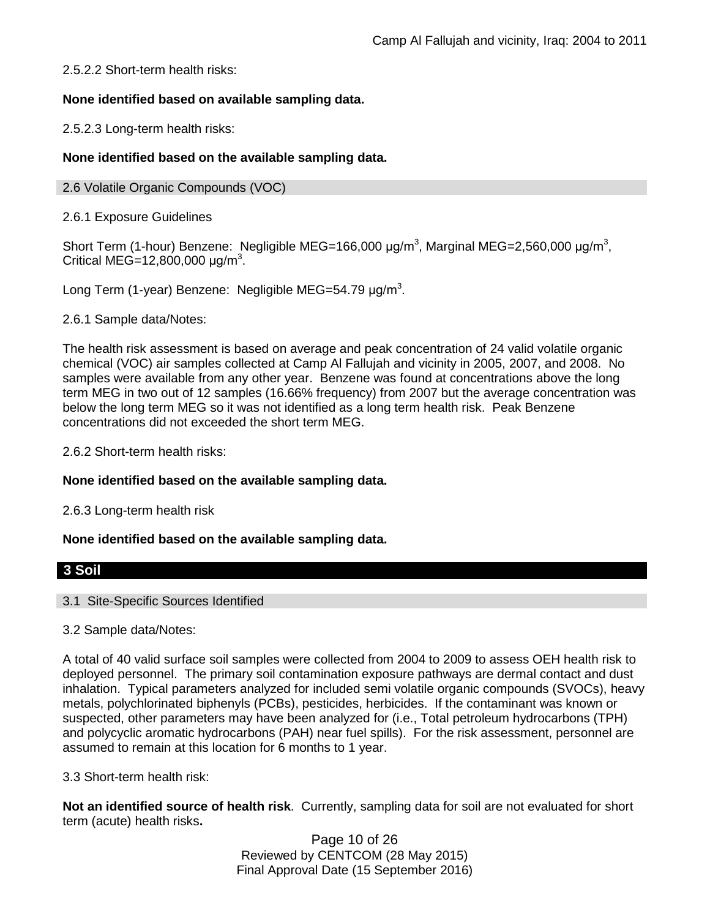2.5.2.2 Short-term health risks:

**None identified based on available sampling data.**

2.5.2.3 Long-term health risks:

**None identified based on the available sampling data.**

### 2.6 Volatile Organic Compounds (VOC)

2.6.1 Exposure Guidelines

Short Term (1-hour) Benzene: Negligible MEG=166,000 μg/m$^3$, Marginal MEG=2,560,000 μg/m$^3$, Critical MEG=12,800,000 μg/m$^3$.

Long Term (1-year) Benzene: Negligible MEG=54.79 μg/m$^3$.

2.6.1 Sample data/Notes:

The health risk assessment is based on average and peak concentration of 24 valid volatile organic chemical (VOC) air samples collected at Camp Al Fallujah and vicinity in 2005, 2007, and 2008. No samples were available from any other year. Benzene was found at concentrations above the long term MEG in two out of 12 samples (16.66% frequency) from 2007 but the average concentration was below the long term MEG so it was not identified as a long term health risk. Peak Benzene concentrations did not exceeded the short term MEG.

2.6.2 Short-term health risks:

**None identified based on the available sampling data.**

2.6.3 Long-term health risk

**None identified based on the available sampling data.**

## 3 Soil

### 3.1 Site-Specific Sources Identified

3.2 Sample data/Notes:

A total of 40 valid surface soil samples were collected from 2004 to 2009 to assess OEH health risk to deployed personnel. The primary soil contamination exposure pathways are dermal contact and dust inhalation. Typical parameters analyzed for included semi volatile organic compounds (SVOCs), heavy metals, polychlorinated biphenyls (PCBs), pesticides, herbicides. If the contaminant was known or suspected, other parameters may have been analyzed for (i.e., Total petroleum hydrocarbons (TPH) and polycyclic aromatic hydrocarbons (PAH) near fuel spills). For the risk assessment, personnel are assumed to remain at this location for 6 months to 1 year.

3.3 Short-term health risk:

**Not an identified source of health risk**. Currently, sampling data for soil are not evaluated for short term (acute) health risks**.**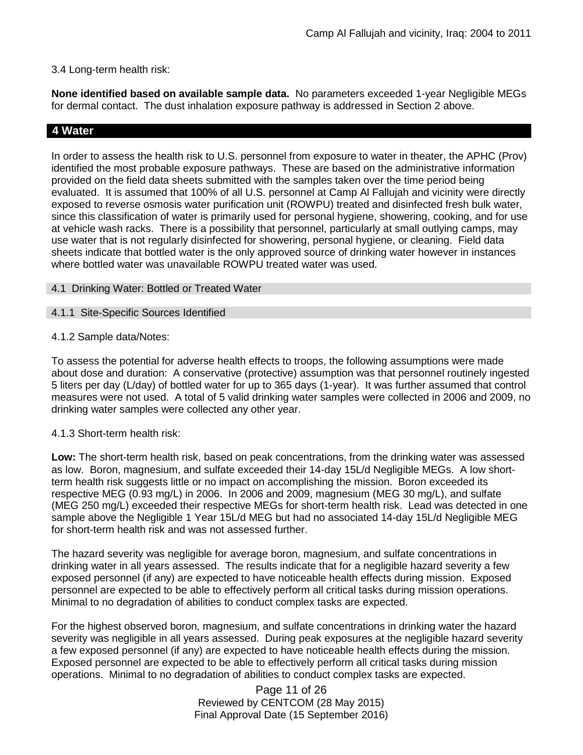3.4 Long-term health risk:

**None identified based on available sample data.** No parameters exceeded 1-year Negligible MEGs for dermal contact. The dust inhalation exposure pathway is addressed in Section 2 above.

## 4 Water

In order to assess the health risk to U.S. personnel from exposure to water in theater, the APHC (Prov) identified the most probable exposure pathways. These are based on the administrative information provided on the field data sheets submitted with the samples taken over the time period being evaluated. It is assumed that 100% of all U.S. personnel at Camp Al Fallujah and vicinity were directly exposed to reverse osmosis water purification unit (ROWPU) treated and disinfected fresh bulk water, since this classification of water is primarily used for personal hygiene, showering, cooking, and for use at vehicle wash racks. There is a possibility that personnel, particularly at small outlying camps, may use water that is not regularly disinfected for showering, personal hygiene, or cleaning. Field data sheets indicate that bottled water is the only approved source of drinking water however in instances where bottled water was unavailable ROWPU treated water was used.

### 4.1 Drinking Water: Bottled or Treated Water

#### 4.1.1 Site-Specific Sources Identified

4.1.2 Sample data/Notes:

To assess the potential for adverse health effects to troops, the following assumptions were made about dose and duration: A conservative (protective) assumption was that personnel routinely ingested 5 liters per day (L/day) of bottled water for up to 365 days (1-year). It was further assumed that control measures were not used. A total of 5 valid drinking water samples were collected in 2006 and 2009, no drinking water samples were collected any other year.

4.1.3 Short-term health risk:

**Low:** The short-term health risk, based on peak concentrations, from the drinking water was assessed as low. Boron, magnesium, and sulfate exceeded their 14-day 15L/d Negligible MEGs. A low short-term health risk suggests little or no impact on accomplishing the mission. Boron exceeded its respective MEG (0.93 mg/L) in 2006. In 2006 and 2009, magnesium (MEG 30 mg/L), and sulfate (MEG 250 mg/L) exceeded their respective MEGs for short-term health risk. Lead was detected in one sample above the Negligible 1 Year 15L/d MEG but had no associated 14-day 15L/d Negligible MEG for short-term health risk and was not assessed further.

The hazard severity was negligible for average boron, magnesium, and sulfate concentrations in drinking water in all years assessed. The results indicate that for a negligible hazard severity a few exposed personnel (if any) are expected to have noticeable health effects during mission. Exposed personnel are expected to be able to effectively perform all critical tasks during mission operations. Minimal to no degradation of abilities to conduct complex tasks are expected.

For the highest observed boron, magnesium, and sulfate concentrations in drinking water the hazard severity was negligible in all years assessed. During peak exposures at the negligible hazard severity a few exposed personnel (if any) are expected to have noticeable health effects during the mission. Exposed personnel are expected to be able to effectively perform all critical tasks during mission operations. Minimal to no degradation of abilities to conduct complex tasks are expected.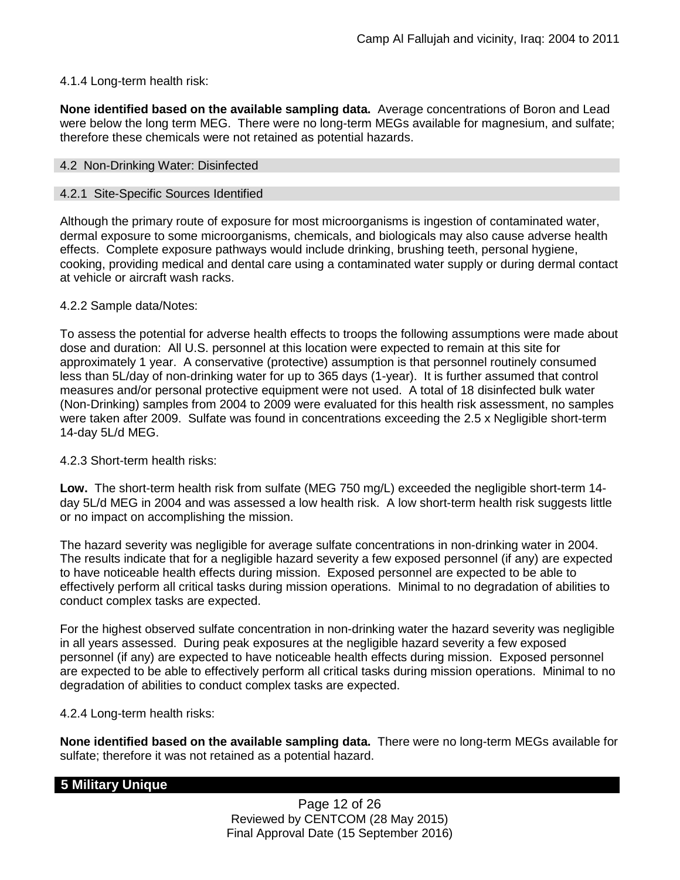4.1.4 Long-term health risk:

**None identified based on the available sampling data.** Average concentrations of Boron and Lead were below the long term MEG. There were no long-term MEGs available for magnesium, and sulfate; therefore these chemicals were not retained as potential hazards.

### 4.2 Non-Drinking Water: Disinfected

#### 4.2.1 Site-Specific Sources Identified

Although the primary route of exposure for most microorganisms is ingestion of contaminated water, dermal exposure to some microorganisms, chemicals, and biologicals may also cause adverse health effects. Complete exposure pathways would include drinking, brushing teeth, personal hygiene, cooking, providing medical and dental care using a contaminated water supply or during dermal contact at vehicle or aircraft wash racks.

4.2.2 Sample data/Notes:

To assess the potential for adverse health effects to troops the following assumptions were made about dose and duration: All U.S. personnel at this location were expected to remain at this site for approximately 1 year. A conservative (protective) assumption is that personnel routinely consumed less than 5L/day of non-drinking water for up to 365 days (1-year). It is further assumed that control measures and/or personal protective equipment were not used. A total of 18 disinfected bulk water (Non-Drinking) samples from 2004 to 2009 were evaluated for this health risk assessment, no samples were taken after 2009. Sulfate was found in concentrations exceeding the 2.5 x Negligible short-term 14-day 5L/d MEG.

4.2.3 Short-term health risks:

**Low.** The short-term health risk from sulfate (MEG 750 mg/L) exceeded the negligible short-term 14-day 5L/d MEG in 2004 and was assessed a low health risk. A low short-term health risk suggests little or no impact on accomplishing the mission.

The hazard severity was negligible for average sulfate concentrations in non-drinking water in 2004. The results indicate that for a negligible hazard severity a few exposed personnel (if any) are expected to have noticeable health effects during mission. Exposed personnel are expected to be able to effectively perform all critical tasks during mission operations. Minimal to no degradation of abilities to conduct complex tasks are expected.

For the highest observed sulfate concentration in non-drinking water the hazard severity was negligible in all years assessed. During peak exposures at the negligible hazard severity a few exposed personnel (if any) are expected to have noticeable health effects during mission. Exposed personnel are expected to be able to effectively perform all critical tasks during mission operations. Minimal to no degradation of abilities to conduct complex tasks are expected.

4.2.4 Long-term health risks:

**None identified based on the available sampling data.** There were no long-term MEGs available for sulfate; therefore it was not retained as a potential hazard.

## 5 Military Unique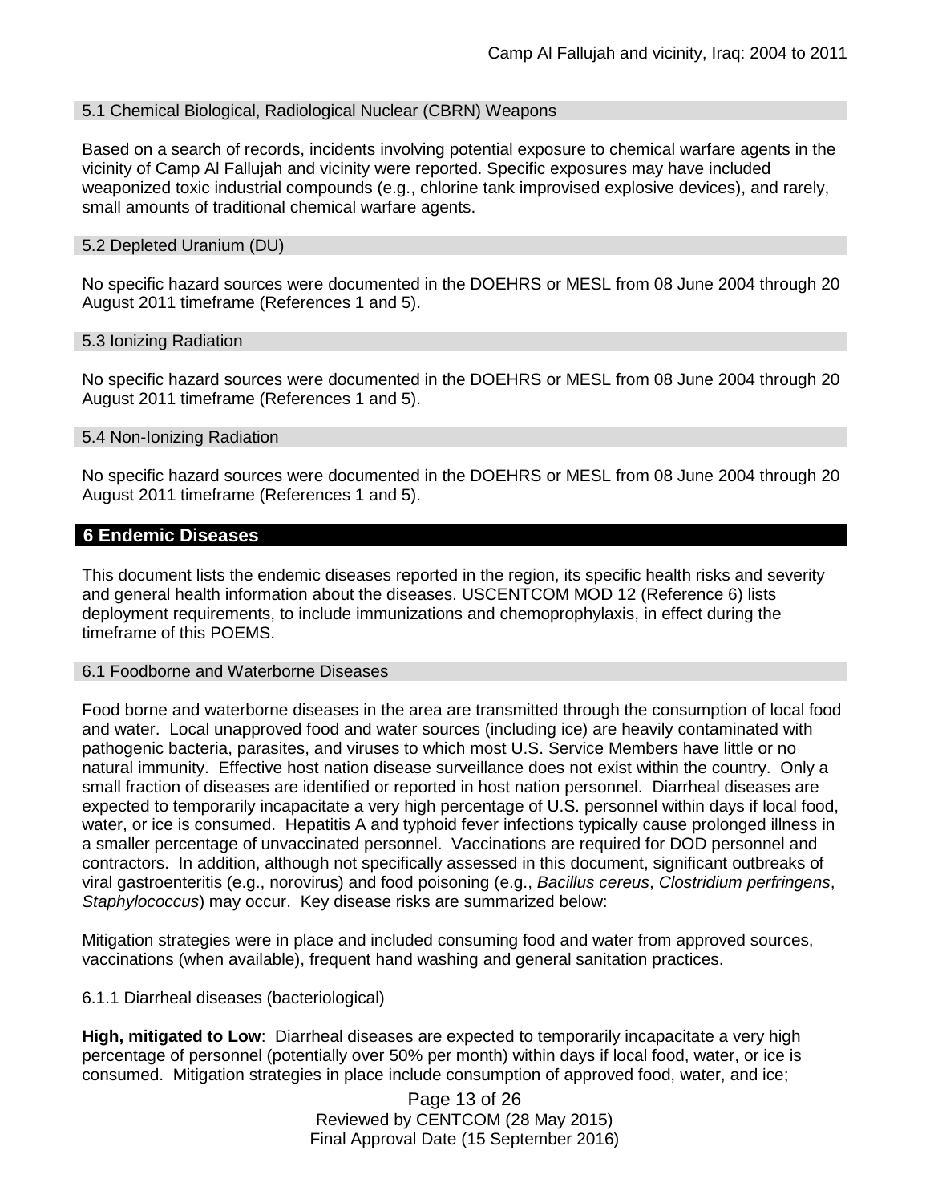### 5.1 Chemical Biological, Radiological Nuclear (CBRN) Weapons

Based on a search of records, incidents involving potential exposure to chemical warfare agents in the vicinity of Camp Al Fallujah and vicinity were reported. Specific exposures may have included weaponized toxic industrial compounds (e.g., chlorine tank improvised explosive devices), and rarely, small amounts of traditional chemical warfare agents.

### 5.2 Depleted Uranium (DU)

No specific hazard sources were documented in the DOEHRS or MESL from 08 June 2004 through 20 August 2011 timeframe (References 1 and 5).

### 5.3 Ionizing Radiation

No specific hazard sources were documented in the DOEHRS or MESL from 08 June 2004 through 20 August 2011 timeframe (References 1 and 5).

### 5.4 Non-Ionizing Radiation

No specific hazard sources were documented in the DOEHRS or MESL from 08 June 2004 through 20 August 2011 timeframe (References 1 and 5).

## 6 Endemic Diseases

This document lists the endemic diseases reported in the region, its specific health risks and severity and general health information about the diseases. USCENTCOM MOD 12 (Reference 6) lists deployment requirements, to include immunizations and chemoprophylaxis, in effect during the timeframe of this POEMS.

### 6.1 Foodborne and Waterborne Diseases

Food borne and waterborne diseases in the area are transmitted through the consumption of local food and water. Local unapproved food and water sources (including ice) are heavily contaminated with pathogenic bacteria, parasites, and viruses to which most U.S. Service Members have little or no natural immunity. Effective host nation disease surveillance does not exist within the country. Only a small fraction of diseases are identified or reported in host nation personnel. Diarrheal diseases are expected to temporarily incapacitate a very high percentage of U.S. personnel within days if local food, water, or ice is consumed. Hepatitis A and typhoid fever infections typically cause prolonged illness in a smaller percentage of unvaccinated personnel. Vaccinations are required for DOD personnel and contractors. In addition, although not specifically assessed in this document, significant outbreaks of viral gastroenteritis (e.g., norovirus) and food poisoning (e.g., *Bacillus cereus*, *Clostridium perfringens*, *Staphylococcus*) may occur. Key disease risks are summarized below:

Mitigation strategies were in place and included consuming food and water from approved sources, vaccinations (when available), frequent hand washing and general sanitation practices.

6.1.1 Diarrheal diseases (bacteriological)

**High, mitigated to Low**: Diarrheal diseases are expected to temporarily incapacitate a very high percentage of personnel (potentially over 50% per month) within days if local food, water, or ice is consumed. Mitigation strategies in place include consumption of approved food, water, and ice;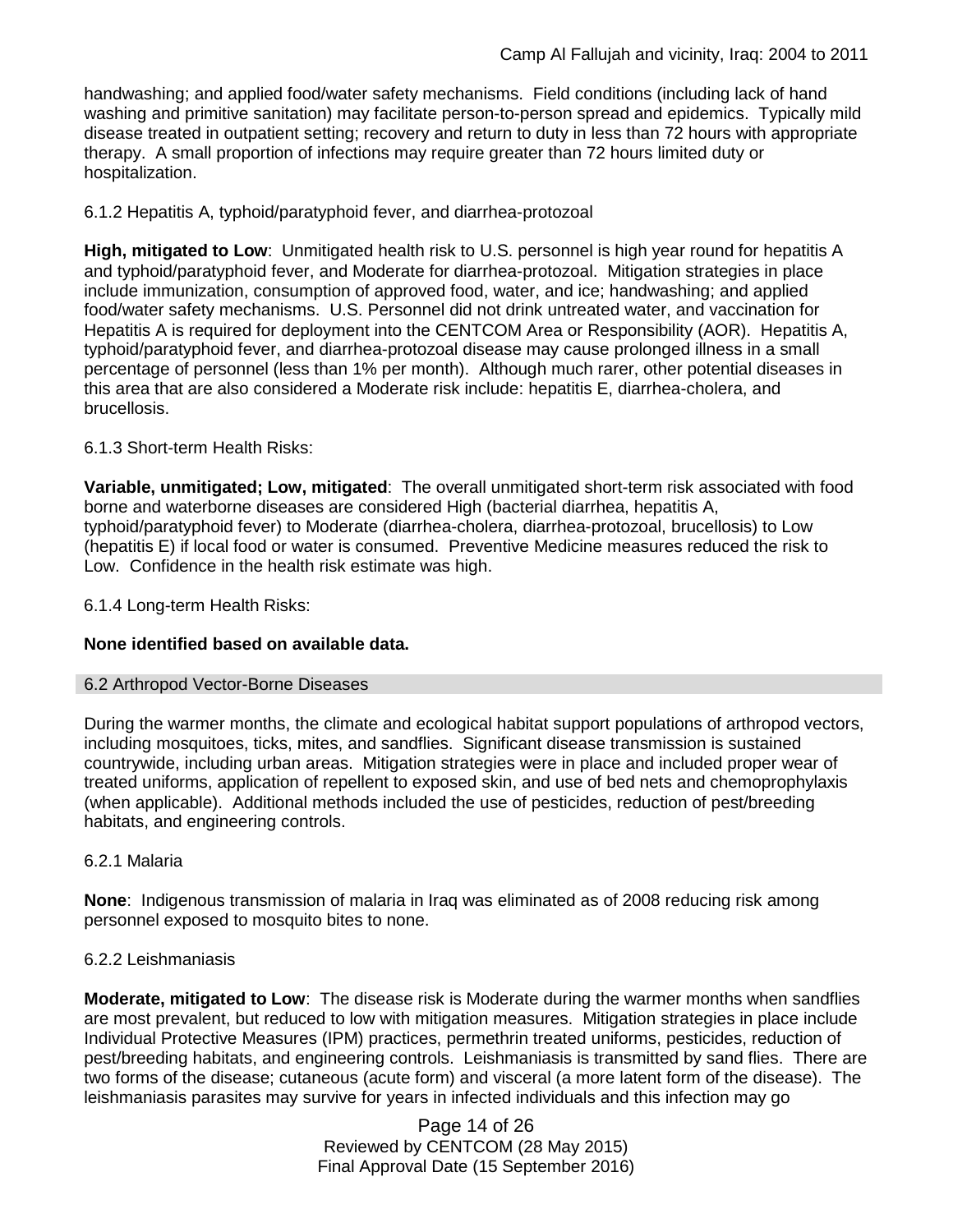handwashing; and applied food/water safety mechanisms. Field conditions (including lack of hand washing and primitive sanitation) may facilitate person-to-person spread and epidemics. Typically mild disease treated in outpatient setting; recovery and return to duty in less than 72 hours with appropriate therapy. A small proportion of infections may require greater than 72 hours limited duty or hospitalization.

#### 6.1.2 Hepatitis A, typhoid/paratyphoid fever, and diarrhea-protozoal

**High, mitigated to Low**: Unmitigated health risk to U.S. personnel is high year round for hepatitis A and typhoid/paratyphoid fever, and Moderate for diarrhea-protozoal. Mitigation strategies in place include immunization, consumption of approved food, water, and ice; handwashing; and applied food/water safety mechanisms. U.S. Personnel did not drink untreated water, and vaccination for Hepatitis A is required for deployment into the CENTCOM Area or Responsibility (AOR). Hepatitis A, typhoid/paratyphoid fever, and diarrhea-protozoal disease may cause prolonged illness in a small percentage of personnel (less than 1% per month). Although much rarer, other potential diseases in this area that are also considered a Moderate risk include: hepatitis E, diarrhea-cholera, and brucellosis.

#### 6.1.3 Short-term Health Risks:

**Variable, unmitigated; Low, mitigated**: The overall unmitigated short-term risk associated with food borne and waterborne diseases are considered High (bacterial diarrhea, hepatitis A, typhoid/paratyphoid fever) to Moderate (diarrhea-cholera, diarrhea-protozoal, brucellosis) to Low (hepatitis E) if local food or water is consumed. Preventive Medicine measures reduced the risk to Low. Confidence in the health risk estimate was high.

#### 6.1.4 Long-term Health Risks:

**None identified based on available data.**

### 6.2 Arthropod Vector-Borne Diseases

During the warmer months, the climate and ecological habitat support populations of arthropod vectors, including mosquitoes, ticks, mites, and sandflies. Significant disease transmission is sustained countrywide, including urban areas. Mitigation strategies were in place and included proper wear of treated uniforms, application of repellent to exposed skin, and use of bed nets and chemoprophylaxis (when applicable). Additional methods included the use of pesticides, reduction of pest/breeding habitats, and engineering controls.

#### 6.2.1 Malaria

**None**: Indigenous transmission of malaria in Iraq was eliminated as of 2008 reducing risk among personnel exposed to mosquito bites to none.

#### 6.2.2 Leishmaniasis

**Moderate, mitigated to Low**: The disease risk is Moderate during the warmer months when sandflies are most prevalent, but reduced to low with mitigation measures. Mitigation strategies in place include Individual Protective Measures (IPM) practices, permethrin treated uniforms, pesticides, reduction of pest/breeding habitats, and engineering controls. Leishmaniasis is transmitted by sand flies. There are two forms of the disease; cutaneous (acute form) and visceral (a more latent form of the disease). The leishmaniasis parasites may survive for years in infected individuals and this infection may go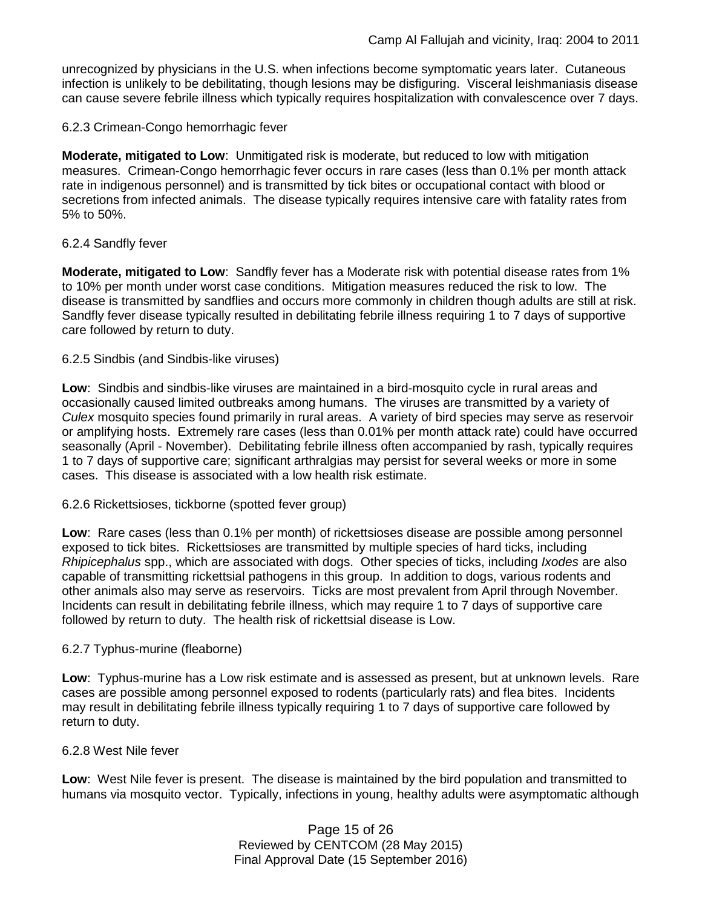unrecognized by physicians in the U.S. when infections become symptomatic years later. Cutaneous infection is unlikely to be debilitating, though lesions may be disfiguring. Visceral leishmaniasis disease can cause severe febrile illness which typically requires hospitalization with convalescence over 7 days.

#### 6.2.3 Crimean-Congo hemorrhagic fever

**Moderate, mitigated to Low**: Unmitigated risk is moderate, but reduced to low with mitigation measures. Crimean-Congo hemorrhagic fever occurs in rare cases (less than 0.1% per month attack rate in indigenous personnel) and is transmitted by tick bites or occupational contact with blood or secretions from infected animals. The disease typically requires intensive care with fatality rates from 5% to 50%.

#### 6.2.4 Sandfly fever

**Moderate, mitigated to Low**: Sandfly fever has a Moderate risk with potential disease rates from 1% to 10% per month under worst case conditions. Mitigation measures reduced the risk to low. The disease is transmitted by sandflies and occurs more commonly in children though adults are still at risk. Sandfly fever disease typically resulted in debilitating febrile illness requiring 1 to 7 days of supportive care followed by return to duty.

#### 6.2.5 Sindbis (and Sindbis-like viruses)

**Low**: Sindbis and sindbis-like viruses are maintained in a bird-mosquito cycle in rural areas and occasionally caused limited outbreaks among humans. The viruses are transmitted by a variety of *Culex* mosquito species found primarily in rural areas. A variety of bird species may serve as reservoir or amplifying hosts. Extremely rare cases (less than 0.01% per month attack rate) could have occurred seasonally (April - November). Debilitating febrile illness often accompanied by rash, typically requires 1 to 7 days of supportive care; significant arthralgias may persist for several weeks or more in some cases. This disease is associated with a low health risk estimate.

#### 6.2.6 Rickettsioses, tickborne (spotted fever group)

**Low**: Rare cases (less than 0.1% per month) of rickettsioses disease are possible among personnel exposed to tick bites. Rickettsioses are transmitted by multiple species of hard ticks, including *Rhipicephalus* spp., which are associated with dogs. Other species of ticks, including *Ixodes* are also capable of transmitting rickettsial pathogens in this group. In addition to dogs, various rodents and other animals also may serve as reservoirs. Ticks are most prevalent from April through November. Incidents can result in debilitating febrile illness, which may require 1 to 7 days of supportive care followed by return to duty. The health risk of rickettsial disease is Low.

#### 6.2.7 Typhus-murine (fleaborne)

**Low**: Typhus-murine has a Low risk estimate and is assessed as present, but at unknown levels. Rare cases are possible among personnel exposed to rodents (particularly rats) and flea bites. Incidents may result in debilitating febrile illness typically requiring 1 to 7 days of supportive care followed by return to duty.

#### 6.2.8 West Nile fever

**Low**: West Nile fever is present. The disease is maintained by the bird population and transmitted to humans via mosquito vector. Typically, infections in young, healthy adults were asymptomatic although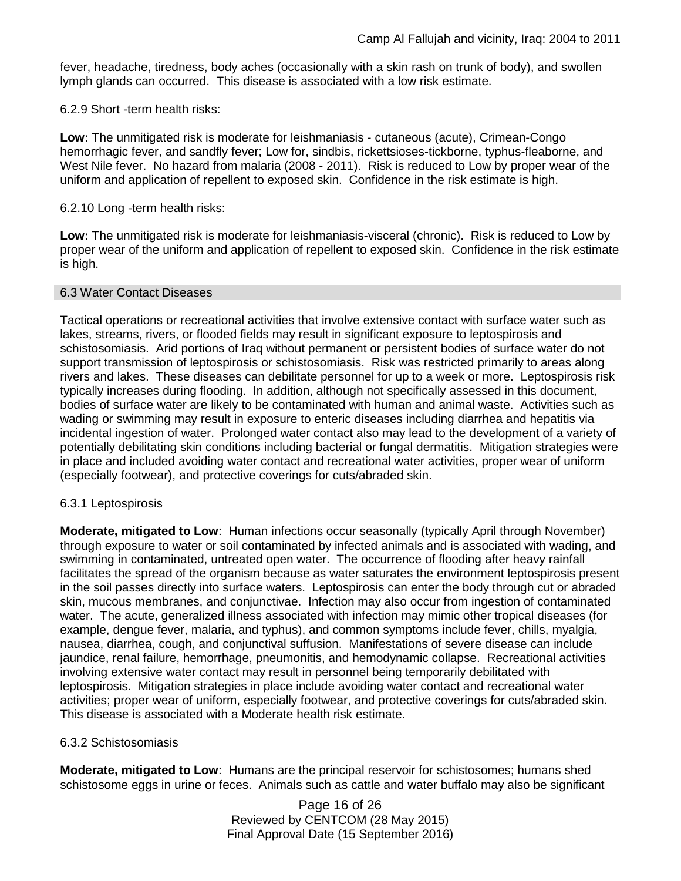fever, headache, tiredness, body aches (occasionally with a skin rash on trunk of body), and swollen lymph glands can occurred. This disease is associated with a low risk estimate.

6.2.9 Short -term health risks:

**Low:** The unmitigated risk is moderate for leishmaniasis - cutaneous (acute), Crimean-Congo hemorrhagic fever, and sandfly fever; Low for, sindbis, rickettsioses-tickborne, typhus-fleaborne, and West Nile fever. No hazard from malaria (2008 - 2011). Risk is reduced to Low by proper wear of the uniform and application of repellent to exposed skin. Confidence in the risk estimate is high.

6.2.10 Long -term health risks:

**Low:** The unmitigated risk is moderate for leishmaniasis-visceral (chronic). Risk is reduced to Low by proper wear of the uniform and application of repellent to exposed skin. Confidence in the risk estimate is high.

## 6.3 Water Contact Diseases

Tactical operations or recreational activities that involve extensive contact with surface water such as lakes, streams, rivers, or flooded fields may result in significant exposure to leptospirosis and schistosomiasis. Arid portions of Iraq without permanent or persistent bodies of surface water do not support transmission of leptospirosis or schistosomiasis. Risk was restricted primarily to areas along rivers and lakes. These diseases can debilitate personnel for up to a week or more. Leptospirosis risk typically increases during flooding. In addition, although not specifically assessed in this document, bodies of surface water are likely to be contaminated with human and animal waste. Activities such as wading or swimming may result in exposure to enteric diseases including diarrhea and hepatitis via incidental ingestion of water. Prolonged water contact also may lead to the development of a variety of potentially debilitating skin conditions including bacterial or fungal dermatitis. Mitigation strategies were in place and included avoiding water contact and recreational water activities, proper wear of uniform (especially footwear), and protective coverings for cuts/abraded skin.

6.3.1 Leptospirosis

**Moderate, mitigated to Low**: Human infections occur seasonally (typically April through November) through exposure to water or soil contaminated by infected animals and is associated with wading, and swimming in contaminated, untreated open water. The occurrence of flooding after heavy rainfall facilitates the spread of the organism because as water saturates the environment leptospirosis present in the soil passes directly into surface waters. Leptospirosis can enter the body through cut or abraded skin, mucous membranes, and conjunctivae. Infection may also occur from ingestion of contaminated water. The acute, generalized illness associated with infection may mimic other tropical diseases (for example, dengue fever, malaria, and typhus), and common symptoms include fever, chills, myalgia, nausea, diarrhea, cough, and conjunctival suffusion. Manifestations of severe disease can include jaundice, renal failure, hemorrhage, pneumonitis, and hemodynamic collapse. Recreational activities involving extensive water contact may result in personnel being temporarily debilitated with leptospirosis. Mitigation strategies in place include avoiding water contact and recreational water activities; proper wear of uniform, especially footwear, and protective coverings for cuts/abraded skin. This disease is associated with a Moderate health risk estimate.

6.3.2 Schistosomiasis

**Moderate, mitigated to Low**: Humans are the principal reservoir for schistosomes; humans shed schistosome eggs in urine or feces. Animals such as cattle and water buffalo may also be significant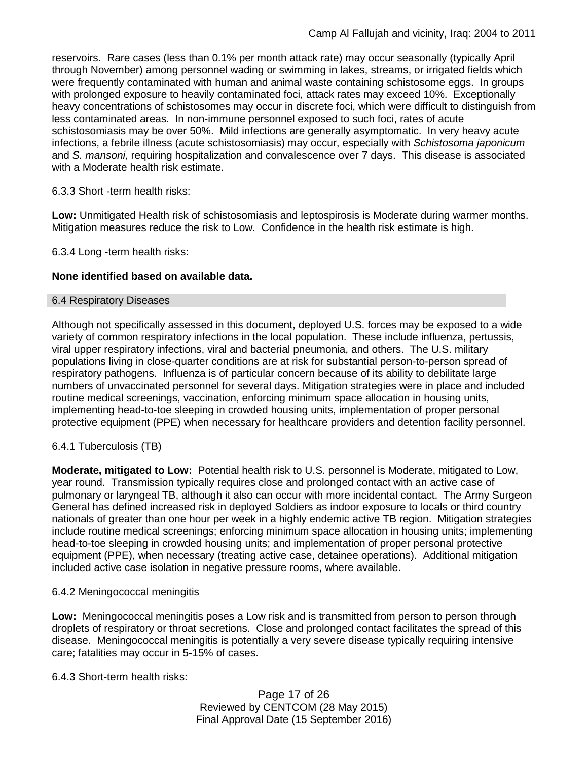reservoirs. Rare cases (less than 0.1% per month attack rate) may occur seasonally (typically April through November) among personnel wading or swimming in lakes, streams, or irrigated fields which were frequently contaminated with human and animal waste containing schistosome eggs. In groups with prolonged exposure to heavily contaminated foci, attack rates may exceed 10%. Exceptionally heavy concentrations of schistosomes may occur in discrete foci, which were difficult to distinguish from less contaminated areas. In non-immune personnel exposed to such foci, rates of acute schistosomiasis may be over 50%. Mild infections are generally asymptomatic. In very heavy acute infections, a febrile illness (acute schistosomiasis) may occur, especially with *Schistosoma japonicum* and *S. mansoni*, requiring hospitalization and convalescence over 7 days. This disease is associated with a Moderate health risk estimate.

6.3.3 Short -term health risks:

**Low:** Unmitigated Health risk of schistosomiasis and leptospirosis is Moderate during warmer months. Mitigation measures reduce the risk to Low. Confidence in the health risk estimate is high.

6.3.4 Long -term health risks:

**None identified based on available data.**

## 6.4 Respiratory Diseases

Although not specifically assessed in this document, deployed U.S. forces may be exposed to a wide variety of common respiratory infections in the local population. These include influenza, pertussis, viral upper respiratory infections, viral and bacterial pneumonia, and others. The U.S. military populations living in close-quarter conditions are at risk for substantial person-to-person spread of respiratory pathogens. Influenza is of particular concern because of its ability to debilitate large numbers of unvaccinated personnel for several days. Mitigation strategies were in place and included routine medical screenings, vaccination, enforcing minimum space allocation in housing units, implementing head-to-toe sleeping in crowded housing units, implementation of proper personal protective equipment (PPE) when necessary for healthcare providers and detention facility personnel.

6.4.1 Tuberculosis (TB)

**Moderate, mitigated to Low:** Potential health risk to U.S. personnel is Moderate, mitigated to Low, year round. Transmission typically requires close and prolonged contact with an active case of pulmonary or laryngeal TB, although it also can occur with more incidental contact. The Army Surgeon General has defined increased risk in deployed Soldiers as indoor exposure to locals or third country nationals of greater than one hour per week in a highly endemic active TB region. Mitigation strategies include routine medical screenings; enforcing minimum space allocation in housing units; implementing head-to-toe sleeping in crowded housing units; and implementation of proper personal protective equipment (PPE), when necessary (treating active case, detainee operations). Additional mitigation included active case isolation in negative pressure rooms, where available.

6.4.2 Meningococcal meningitis

**Low:** Meningococcal meningitis poses a Low risk and is transmitted from person to person through droplets of respiratory or throat secretions. Close and prolonged contact facilitates the spread of this disease. Meningococcal meningitis is potentially a very severe disease typically requiring intensive care; fatalities may occur in 5-15% of cases.

6.4.3 Short-term health risks: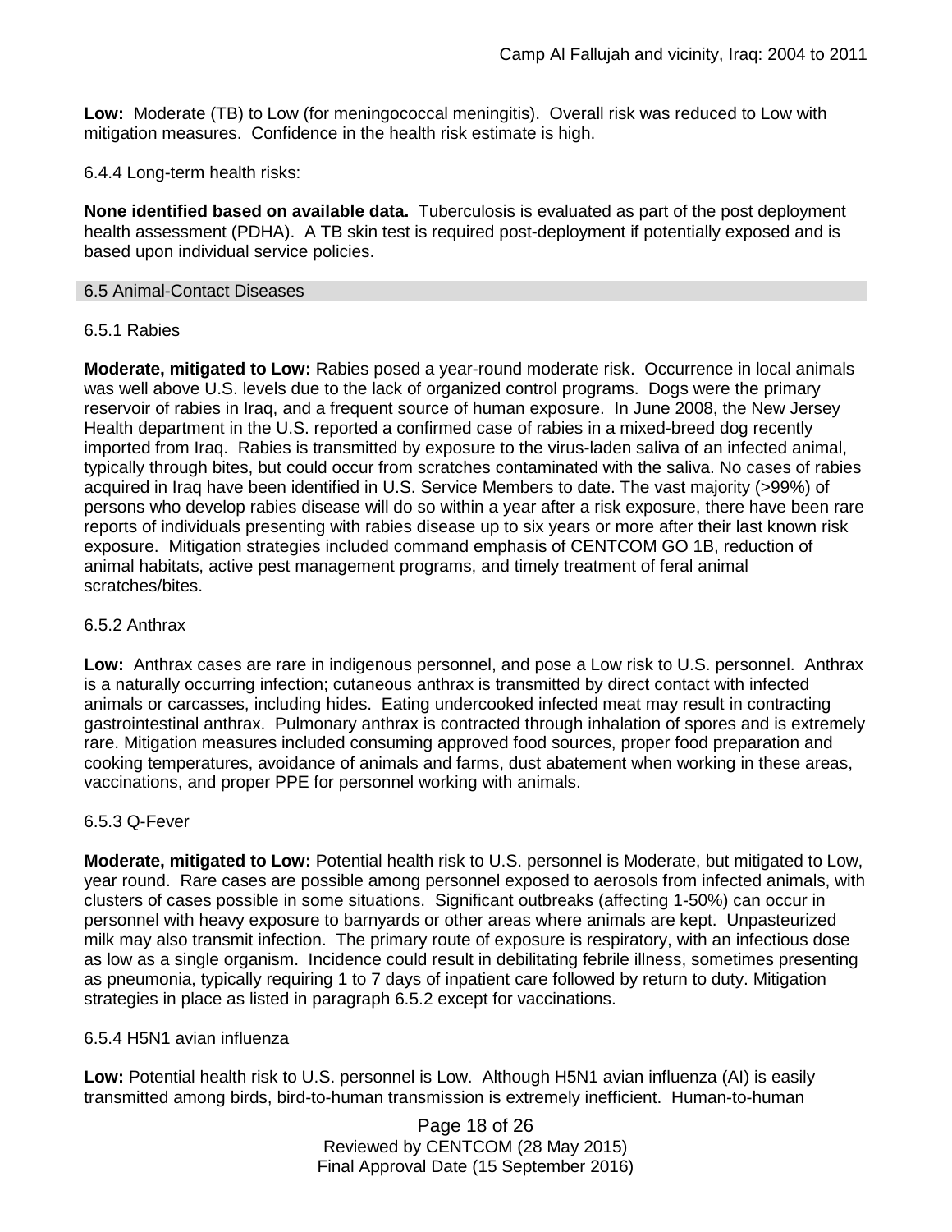**Low:** Moderate (TB) to Low (for meningococcal meningitis). Overall risk was reduced to Low with mitigation measures. Confidence in the health risk estimate is high.

6.4.4 Long-term health risks:

**None identified based on available data.** Tuberculosis is evaluated as part of the post deployment health assessment (PDHA). A TB skin test is required post-deployment if potentially exposed and is based upon individual service policies.

## 6.5 Animal-Contact Diseases

### 6.5.1 Rabies

**Moderate, mitigated to Low:** Rabies posed a year-round moderate risk. Occurrence in local animals was well above U.S. levels due to the lack of organized control programs. Dogs were the primary reservoir of rabies in Iraq, and a frequent source of human exposure. In June 2008, the New Jersey Health department in the U.S. reported a confirmed case of rabies in a mixed-breed dog recently imported from Iraq. Rabies is transmitted by exposure to the virus-laden saliva of an infected animal, typically through bites, but could occur from scratches contaminated with the saliva. No cases of rabies acquired in Iraq have been identified in U.S. Service Members to date. The vast majority (>99%) of persons who develop rabies disease will do so within a year after a risk exposure, there have been rare reports of individuals presenting with rabies disease up to six years or more after their last known risk exposure. Mitigation strategies included command emphasis of CENTCOM GO 1B, reduction of animal habitats, active pest management programs, and timely treatment of feral animal scratches/bites.

### 6.5.2 Anthrax

**Low:** Anthrax cases are rare in indigenous personnel, and pose a Low risk to U.S. personnel. Anthrax is a naturally occurring infection; cutaneous anthrax is transmitted by direct contact with infected animals or carcasses, including hides. Eating undercooked infected meat may result in contracting gastrointestinal anthrax. Pulmonary anthrax is contracted through inhalation of spores and is extremely rare. Mitigation measures included consuming approved food sources, proper food preparation and cooking temperatures, avoidance of animals and farms, dust abatement when working in these areas, vaccinations, and proper PPE for personnel working with animals.

### 6.5.3 Q-Fever

**Moderate, mitigated to Low:** Potential health risk to U.S. personnel is Moderate, but mitigated to Low, year round. Rare cases are possible among personnel exposed to aerosols from infected animals, with clusters of cases possible in some situations. Significant outbreaks (affecting 1-50%) can occur in personnel with heavy exposure to barnyards or other areas where animals are kept. Unpasteurized milk may also transmit infection. The primary route of exposure is respiratory, with an infectious dose as low as a single organism. Incidence could result in debilitating febrile illness, sometimes presenting as pneumonia, typically requiring 1 to 7 days of inpatient care followed by return to duty. Mitigation strategies in place as listed in paragraph 6.5.2 except for vaccinations.

### 6.5.4 H5N1 avian influenza

**Low:** Potential health risk to U.S. personnel is Low. Although H5N1 avian influenza (AI) is easily transmitted among birds, bird-to-human transmission is extremely inefficient. Human-to-human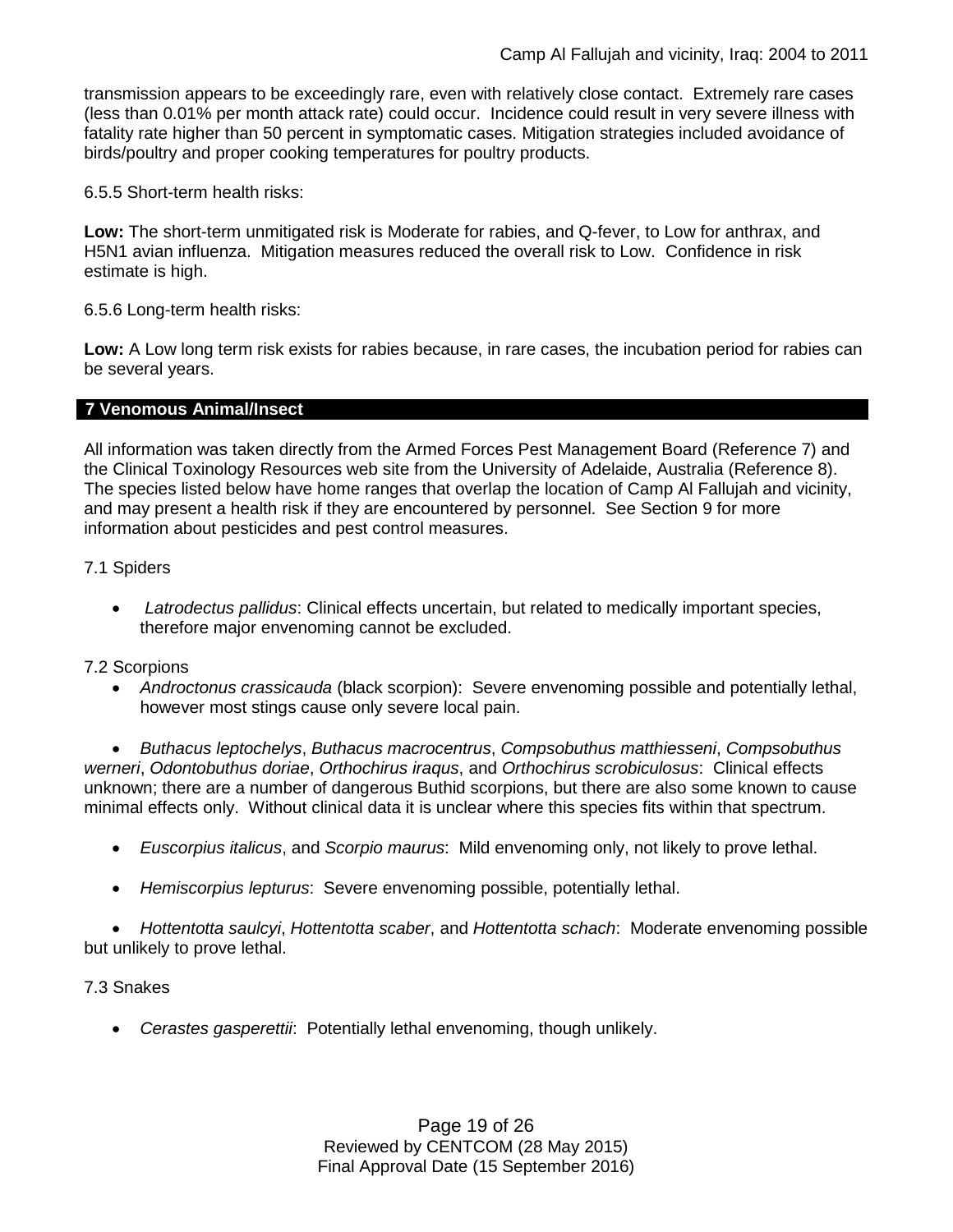transmission appears to be exceedingly rare, even with relatively close contact. Extremely rare cases (less than 0.01% per month attack rate) could occur. Incidence could result in very severe illness with fatality rate higher than 50 percent in symptomatic cases. Mitigation strategies included avoidance of birds/poultry and proper cooking temperatures for poultry products.

6.5.5 Short-term health risks:

**Low:** The short-term unmitigated risk is Moderate for rabies, and Q-fever, to Low for anthrax, and H5N1 avian influenza. Mitigation measures reduced the overall risk to Low. Confidence in risk estimate is high.

6.5.6 Long-term health risks:

**Low:** A Low long term risk exists for rabies because, in rare cases, the incubation period for rabies can be several years.

## 7 Venomous Animal/Insect

All information was taken directly from the Armed Forces Pest Management Board (Reference 7) and the Clinical Toxinology Resources web site from the University of Adelaide, Australia (Reference 8). The species listed below have home ranges that overlap the location of Camp Al Fallujah and vicinity, and may present a health risk if they are encountered by personnel. See Section 9 for more information about pesticides and pest control measures.

7.1 Spiders

- *Latrodectus pallidus*: Clinical effects uncertain, but related to medically important species, therefore major envenoming cannot be excluded.

7.2 Scorpions

- *Androctonus crassicauda* (black scorpion): Severe envenoming possible and potentially lethal, however most stings cause only severe local pain.
- *Buthacus leptochelys*, *Buthacus macrocentrus*, *Compsobuthus matthiesseni*, *Compsobuthus werneri*, *Odontobuthus doriae*, *Orthochirus iraqus*, and *Orthochirus scrobiculosus*: Clinical effects unknown; there are a number of dangerous Buthid scorpions, but there are also some known to cause minimal effects only. Without clinical data it is unclear where this species fits within that spectrum.
- *Euscorpius italicus*, and *Scorpio maurus*: Mild envenoming only, not likely to prove lethal.
- *Hemiscorpius lepturus*: Severe envenoming possible, potentially lethal.
- *Hottentotta saulcyi*, *Hottentotta scaber*, and *Hottentotta schach*: Moderate envenoming possible but unlikely to prove lethal.

7.3 Snakes

- *Cerastes gasperettii*: Potentially lethal envenoming, though unlikely.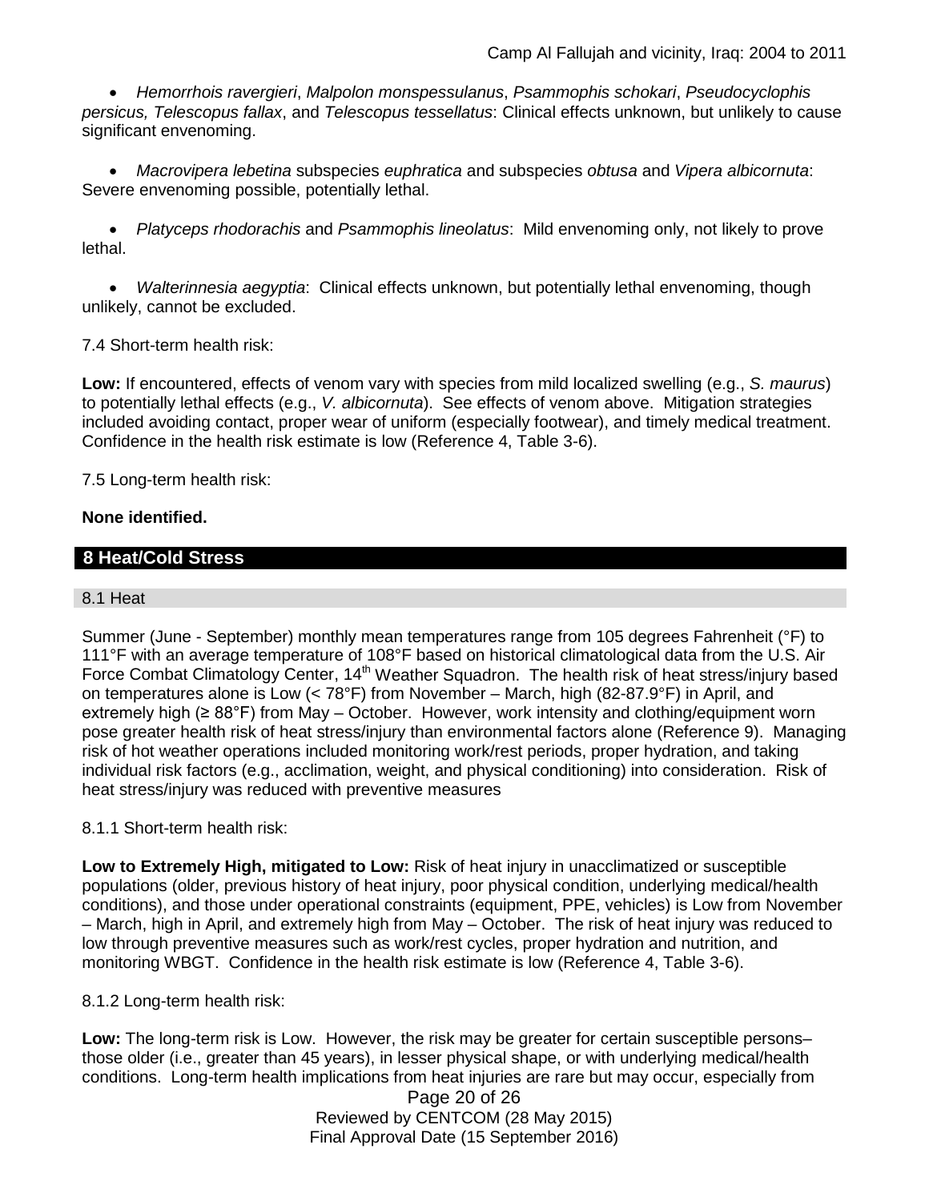- *Hemorrhois ravergieri*, *Malpolon monspessulanus*, *Psammophis schokari*, *Pseudocyclophis persicus, Telescopus fallax*, and *Telescopus tessellatus*: Clinical effects unknown, but unlikely to cause significant envenoming.

- *Macrovipera lebetina* subspecies *euphratica* and subspecies *obtusa* and *Vipera albicornuta*: Severe envenoming possible, potentially lethal.

- *Platyceps rhodorachis* and *Psammophis lineolatus*: Mild envenoming only, not likely to prove lethal.

- *Walterinnesia aegyptia*: Clinical effects unknown, but potentially lethal envenoming, though unlikely, cannot be excluded.

7.4 Short-term health risk:

**Low:** If encountered, effects of venom vary with species from mild localized swelling (e.g., *S. maurus*) to potentially lethal effects (e.g., *V. albicornuta*). See effects of venom above. Mitigation strategies included avoiding contact, proper wear of uniform (especially footwear), and timely medical treatment. Confidence in the health risk estimate is low (Reference 4, Table 3-6).

7.5 Long-term health risk:

**None identified.**

## 8 Heat/Cold Stress

### 8.1 Heat

Summer (June - September) monthly mean temperatures range from 105 degrees Fahrenheit (°F) to 111°F with an average temperature of 108°F based on historical climatological data from the U.S. Air Force Combat Climatology Center, 14th Weather Squadron. The health risk of heat stress/injury based on temperatures alone is Low (< 78°F) from November – March, high (82-87.9°F) in April, and extremely high (≥ 88°F) from May – October. However, work intensity and clothing/equipment worn pose greater health risk of heat stress/injury than environmental factors alone (Reference 9). Managing risk of hot weather operations included monitoring work/rest periods, proper hydration, and taking individual risk factors (e.g., acclimation, weight, and physical conditioning) into consideration. Risk of heat stress/injury was reduced with preventive measures

8.1.1 Short-term health risk:

**Low to Extremely High, mitigated to Low:** Risk of heat injury in unacclimatized or susceptible populations (older, previous history of heat injury, poor physical condition, underlying medical/health conditions), and those under operational constraints (equipment, PPE, vehicles) is Low from November – March, high in April, and extremely high from May – October. The risk of heat injury was reduced to low through preventive measures such as work/rest cycles, proper hydration and nutrition, and monitoring WBGT. Confidence in the health risk estimate is low (Reference 4, Table 3-6).

8.1.2 Long-term health risk:

**Low:** The long-term risk is Low. However, the risk may be greater for certain susceptible persons– those older (i.e., greater than 45 years), in lesser physical shape, or with underlying medical/health conditions. Long-term health implications from heat injuries are rare but may occur, especially from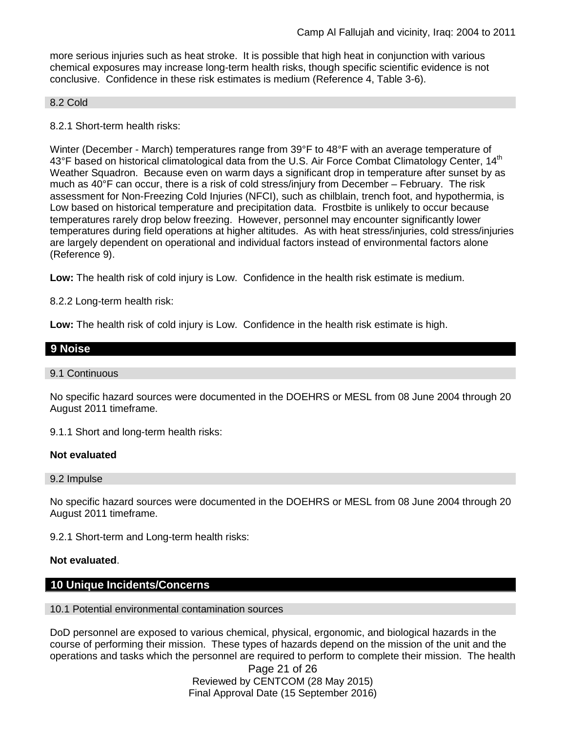more serious injuries such as heat stroke. It is possible that high heat in conjunction with various chemical exposures may increase long-term health risks, though specific scientific evidence is not conclusive. Confidence in these risk estimates is medium (Reference 4, Table 3-6).

### 8.2 Cold

8.2.1 Short-term health risks:

Winter (December - March) temperatures range from 39°F to 48°F with an average temperature of 43°F based on historical climatological data from the U.S. Air Force Combat Climatology Center, 14th Weather Squadron. Because even on warm days a significant drop in temperature after sunset by as much as 40°F can occur, there is a risk of cold stress/injury from December – February. The risk assessment for Non-Freezing Cold Injuries (NFCI), such as chilblain, trench foot, and hypothermia, is Low based on historical temperature and precipitation data. Frostbite is unlikely to occur because temperatures rarely drop below freezing. However, personnel may encounter significantly lower temperatures during field operations at higher altitudes. As with heat stress/injuries, cold stress/injuries are largely dependent on operational and individual factors instead of environmental factors alone (Reference 9).

**Low:** The health risk of cold injury is Low. Confidence in the health risk estimate is medium.

8.2.2 Long-term health risk:

**Low:** The health risk of cold injury is Low. Confidence in the health risk estimate is high.

## 9 Noise

### 9.1 Continuous

No specific hazard sources were documented in the DOEHRS or MESL from 08 June 2004 through 20 August 2011 timeframe.

9.1.1 Short and long-term health risks:

**Not evaluated**

### 9.2 Impulse

No specific hazard sources were documented in the DOEHRS or MESL from 08 June 2004 through 20 August 2011 timeframe.

9.2.1 Short-term and Long-term health risks:

**Not evaluated**.

## 10 Unique Incidents/Concerns

### 10.1 Potential environmental contamination sources

DoD personnel are exposed to various chemical, physical, ergonomic, and biological hazards in the course of performing their mission. These types of hazards depend on the mission of the unit and the operations and tasks which the personnel are required to perform to complete their mission. The health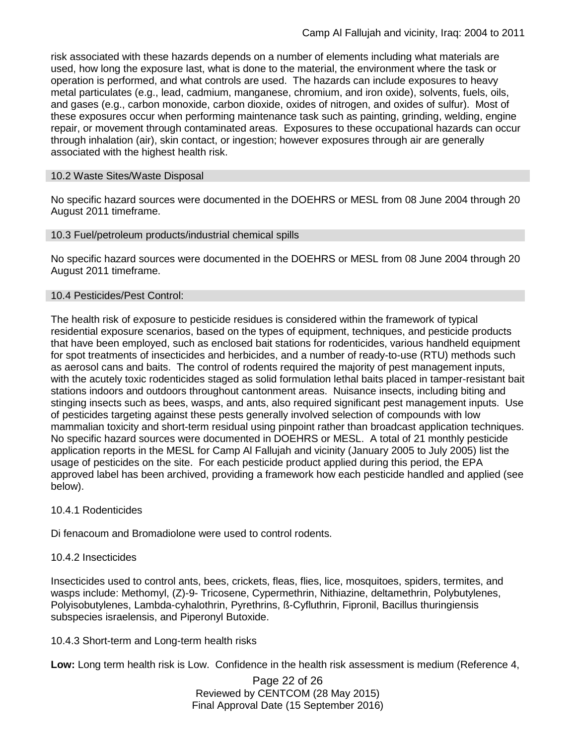risk associated with these hazards depends on a number of elements including what materials are used, how long the exposure last, what is done to the material, the environment where the task or operation is performed, and what controls are used. The hazards can include exposures to heavy metal particulates (e.g., lead, cadmium, manganese, chromium, and iron oxide), solvents, fuels, oils, and gases (e.g., carbon monoxide, carbon dioxide, oxides of nitrogen, and oxides of sulfur). Most of these exposures occur when performing maintenance task such as painting, grinding, welding, engine repair, or movement through contaminated areas. Exposures to these occupational hazards can occur through inhalation (air), skin contact, or ingestion; however exposures through air are generally associated with the highest health risk.

### 10.2 Waste Sites/Waste Disposal

No specific hazard sources were documented in the DOEHRS or MESL from 08 June 2004 through 20 August 2011 timeframe.

### 10.3 Fuel/petroleum products/industrial chemical spills

No specific hazard sources were documented in the DOEHRS or MESL from 08 June 2004 through 20 August 2011 timeframe.

### 10.4 Pesticides/Pest Control:

The health risk of exposure to pesticide residues is considered within the framework of typical residential exposure scenarios, based on the types of equipment, techniques, and pesticide products that have been employed, such as enclosed bait stations for rodenticides, various handheld equipment for spot treatments of insecticides and herbicides, and a number of ready-to-use (RTU) methods such as aerosol cans and baits. The control of rodents required the majority of pest management inputs, with the acutely toxic rodenticides staged as solid formulation lethal baits placed in tamper-resistant bait stations indoors and outdoors throughout cantonment areas. Nuisance insects, including biting and stinging insects such as bees, wasps, and ants, also required significant pest management inputs. Use of pesticides targeting against these pests generally involved selection of compounds with low mammalian toxicity and short-term residual using pinpoint rather than broadcast application techniques. No specific hazard sources were documented in DOEHRS or MESL. A total of 21 monthly pesticide application reports in the MESL for Camp Al Fallujah and vicinity (January 2005 to July 2005) list the usage of pesticides on the site. For each pesticide product applied during this period, the EPA approved label has been archived, providing a framework how each pesticide handled and applied (see below).

#### 10.4.1 Rodenticides

Di fenacoum and Bromadiolone were used to control rodents.

#### 10.4.2 Insecticides

Insecticides used to control ants, bees, crickets, fleas, flies, lice, mosquitoes, spiders, termites, and wasps include: Methomyl, (Z)-9- Tricosene, Cypermethrin, Nithiazine, deltamethrin, Polybutylenes, Polyisobutylenes, Lambda-cyhalothrin, Pyrethrins, ß-Cyfluthrin, Fipronil, Bacillus thuringiensis subspecies israelensis, and Piperonyl Butoxide.

#### 10.4.3 Short-term and Long-term health risks

**Low:** Long term health risk is Low. Confidence in the health risk assessment is medium (Reference 4,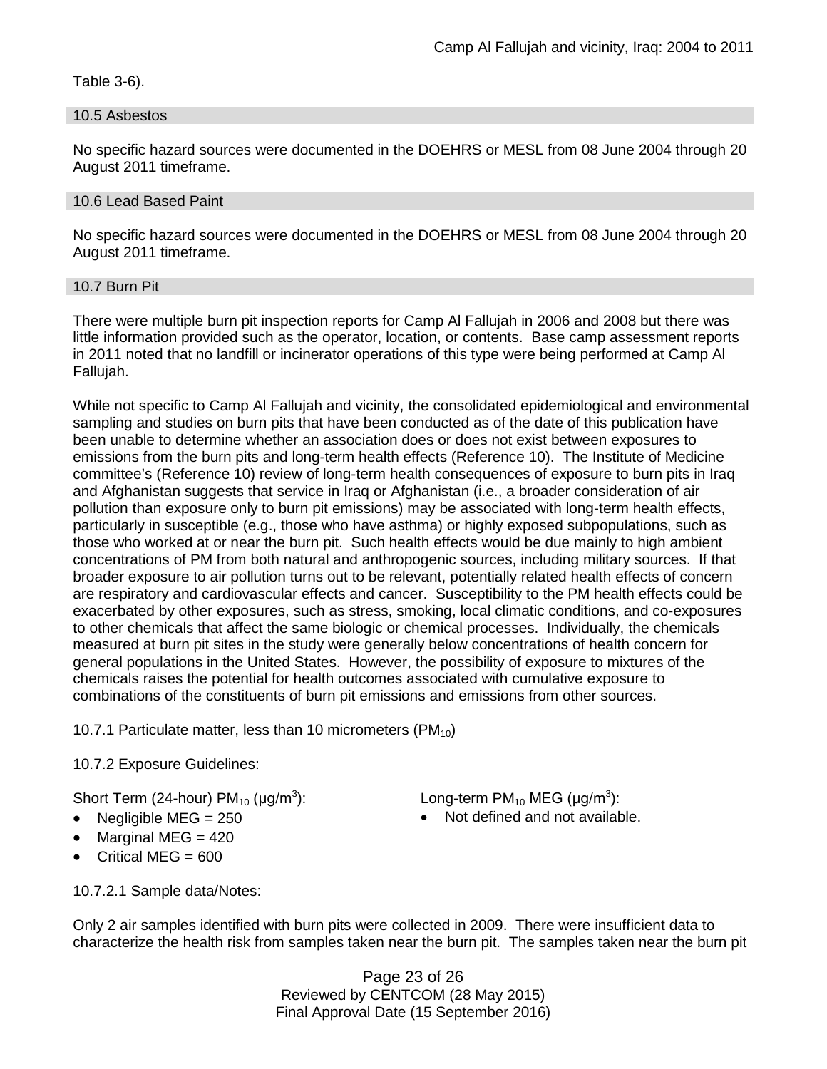Table 3-6).

### 10.5 Asbestos

No specific hazard sources were documented in the DOEHRS or MESL from 08 June 2004 through 20 August 2011 timeframe.

### 10.6 Lead Based Paint

No specific hazard sources were documented in the DOEHRS or MESL from 08 June 2004 through 20 August 2011 timeframe.

### 10.7 Burn Pit

There were multiple burn pit inspection reports for Camp Al Fallujah in 2006 and 2008 but there was little information provided such as the operator, location, or contents. Base camp assessment reports in 2011 noted that no landfill or incinerator operations of this type were being performed at Camp Al Fallujah.

While not specific to Camp Al Fallujah and vicinity, the consolidated epidemiological and environmental sampling and studies on burn pits that have been conducted as of the date of this publication have been unable to determine whether an association does or does not exist between exposures to emissions from the burn pits and long-term health effects (Reference 10). The Institute of Medicine committee's (Reference 10) review of long-term health consequences of exposure to burn pits in Iraq and Afghanistan suggests that service in Iraq or Afghanistan (i.e., a broader consideration of air pollution than exposure only to burn pit emissions) may be associated with long-term health effects, particularly in susceptible (e.g., those who have asthma) or highly exposed subpopulations, such as those who worked at or near the burn pit. Such health effects would be due mainly to high ambient concentrations of PM from both natural and anthropogenic sources, including military sources. If that broader exposure to air pollution turns out to be relevant, potentially related health effects of concern are respiratory and cardiovascular effects and cancer. Susceptibility to the PM health effects could be exacerbated by other exposures, such as stress, smoking, local climatic conditions, and co-exposures to other chemicals that affect the same biologic or chemical processes. Individually, the chemicals measured at burn pit sites in the study were generally below concentrations of health concern for general populations in the United States. However, the possibility of exposure to mixtures of the chemicals raises the potential for health outcomes associated with cumulative exposure to combinations of the constituents of burn pit emissions and emissions from other sources.

10.7.1 Particulate matter, less than 10 micrometers ($PM_{10}$)

10.7.2 Exposure Guidelines:

Short Term (24-hour) $PM_{10}$ (μg/m$^3$):

- Negligible MEG = 250
- Marginal MEG = 420
- Critical MEG = 600

Long-term $PM_{10}$ MEG (μg/m$^3$):

- Not defined and not available.

10.7.2.1 Sample data/Notes:

Only 2 air samples identified with burn pits were collected in 2009. There were insufficient data to characterize the health risk from samples taken near the burn pit. The samples taken near the burn pit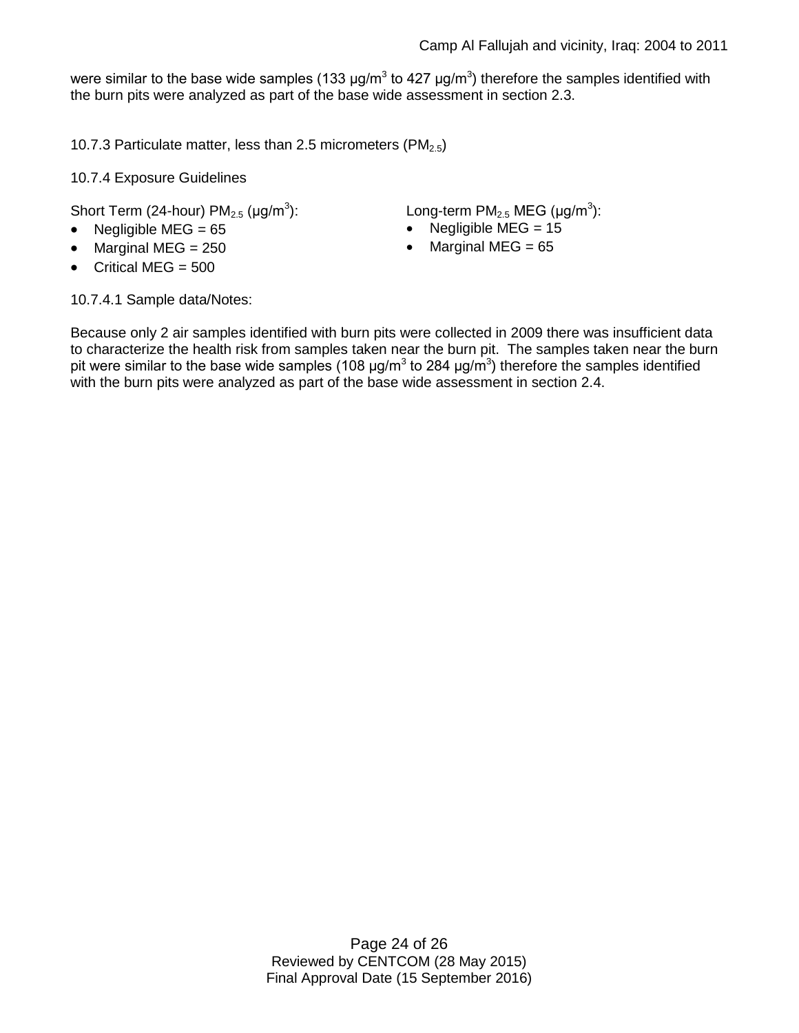were similar to the base wide samples (133 μg/m$^3$ to 427 μg/m$^3$) therefore the samples identified with the burn pits were analyzed as part of the base wide assessment in section 2.3.

10.7.3 Particulate matter, less than 2.5 micrometers ($PM_{2.5}$)

10.7.4 Exposure Guidelines

Short Term (24-hour) $PM_{2.5}$ (μg/m$^3$):

- Negligible MEG = 65
- Marginal MEG = 250
- Critical MEG = 500

Long-term $PM_{2.5}$ MEG (μg/m$^3$):

- Negligible MEG = 15
- Marginal MEG = 65

10.7.4.1 Sample data/Notes:

Because only 2 air samples identified with burn pits were collected in 2009 there was insufficient data to characterize the health risk from samples taken near the burn pit. The samples taken near the burn pit were similar to the base wide samples (108 μg/m$^3$ to 284 μg/m$^3$) therefore the samples identified with the burn pits were analyzed as part of the base wide assessment in section 2.4.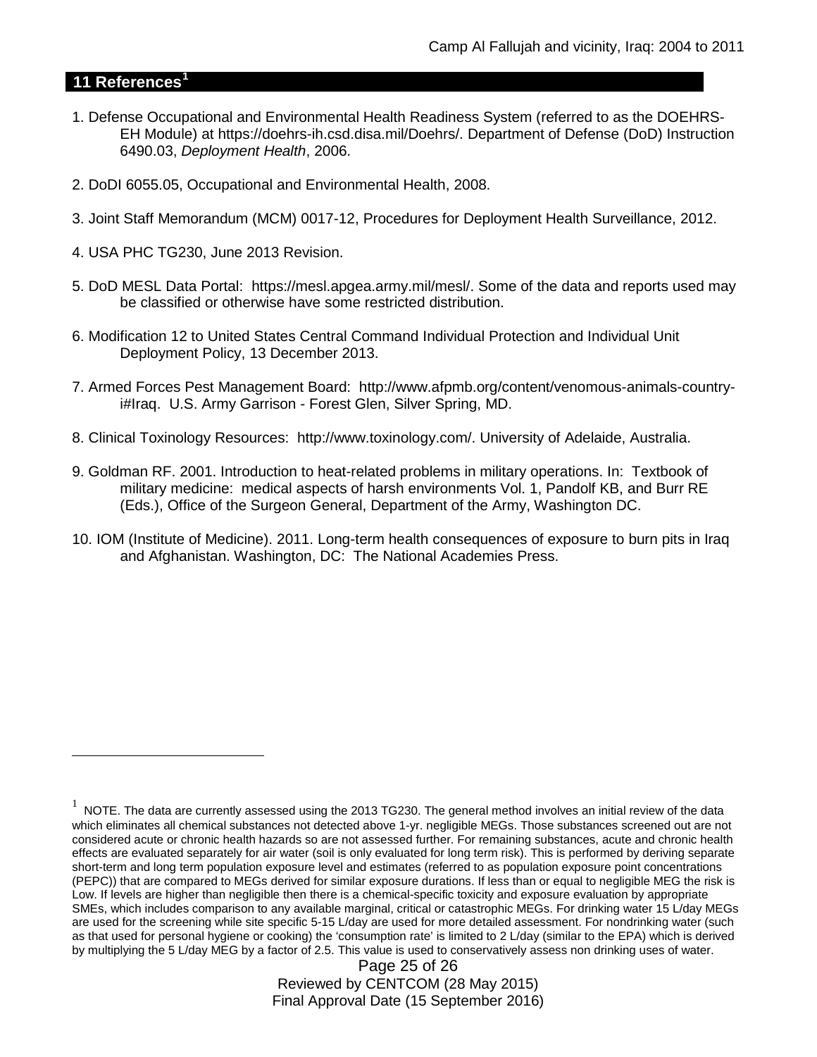## 11 References[1]

1. Defense Occupational and Environmental Health Readiness System (referred to as the DOEHRS-EH Module) at https://doehrs-ih.csd.disa.mil/Doehrs/. Department of Defense (DoD) Instruction 6490.03, *Deployment Health*, 2006.

2. DoDI 6055.05, Occupational and Environmental Health, 2008.

3. Joint Staff Memorandum (MCM) 0017-12, Procedures for Deployment Health Surveillance, 2012.

4. USA PHC TG230, June 2013 Revision.

5. DoD MESL Data Portal: https://mesl.apgea.army.mil/mesl/. Some of the data and reports used may be classified or otherwise have some restricted distribution.

6. Modification 12 to United States Central Command Individual Protection and Individual Unit Deployment Policy, 13 December 2013.

7. Armed Forces Pest Management Board: http://www.afpmb.org/content/venomous-animals-country-i#Iraq. U.S. Army Garrison - Forest Glen, Silver Spring, MD.

8. Clinical Toxinology Resources: http://www.toxinology.com/. University of Adelaide, Australia.

9. Goldman RF. 2001. Introduction to heat-related problems in military operations. In: Textbook of military medicine: medical aspects of harsh environments Vol. 1, Pandolf KB, and Burr RE (Eds.), Office of the Surgeon General, Department of the Army, Washington DC.

10. IOM (Institute of Medicine). 2011. Long-term health consequences of exposure to burn pits in Iraq and Afghanistan. Washington, DC: The National Academies Press.

---

[1] NOTE. The data are currently assessed using the 2013 TG230. The general method involves an initial review of the data which eliminates all chemical substances not detected above 1-yr. negligible MEGs. Those substances screened out are not considered acute or chronic health hazards so are not assessed further. For remaining substances, acute and chronic health effects are evaluated separately for air water (soil is only evaluated for long term risk). This is performed by deriving separate short-term and long term population exposure level and estimates (referred to as population exposure point concentrations (PEPC)) that are compared to MEGs derived for similar exposure durations. If less than or equal to negligible MEG the risk is Low. If levels are higher than negligible then there is a chemical-specific toxicity and exposure evaluation by appropriate SMEs, which includes comparison to any available marginal, critical or catastrophic MEGs. For drinking water 15 L/day MEGs are used for the screening while site specific 5-15 L/day are used for more detailed assessment. For nondrinking water (such as that used for personal hygiene or cooking) the 'consumption rate' is limited to 2 L/day (similar to the EPA) which is derived by multiplying the 5 L/day MEG by a factor of 2.5. This value is used to conservatively assess non drinking uses of water.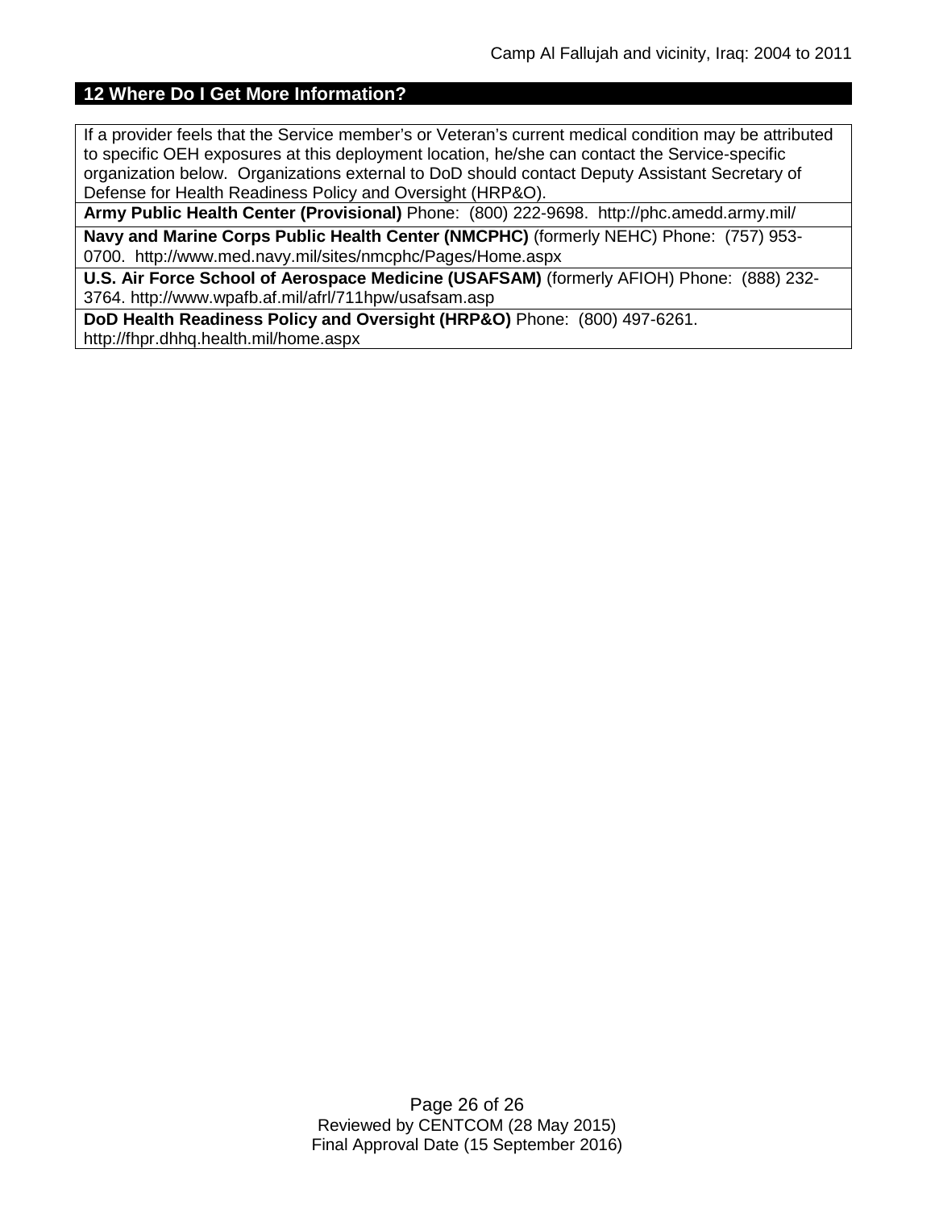## 12 Where Do I Get More Information?

| |
|---|
| If a provider feels that the Service member's or Veteran's current medical condition may be attributed to specific OEH exposures at this deployment location, he/she can contact the Service-specific organization below. Organizations external to DoD should contact Deputy Assistant Secretary of Defense for Health Readiness Policy and Oversight (HRP&O). |
| **Army Public Health Center (Provisional)** Phone: (800) 222-9698. http://phc.amedd.army.mil/ |
| **Navy and Marine Corps Public Health Center (NMCPHC)** (formerly NEHC) Phone: (757) 953-0700. http://www.med.navy.mil/sites/nmcphc/Pages/Home.aspx |
| **U.S. Air Force School of Aerospace Medicine (USAFSAM)** (formerly AFIOH) Phone: (888) 232-3764. http://www.wpafb.af.mil/afrl/711hpw/usafsam.asp |
| **DoD Health Readiness Policy and Oversight (HRP&O)** Phone: (800) 497-6261. http://fhpr.dhhq.health.mil/home.aspx |

Reviewed by CENTCOM (28 May 2015)
Final Approval Date (15 September 2016)